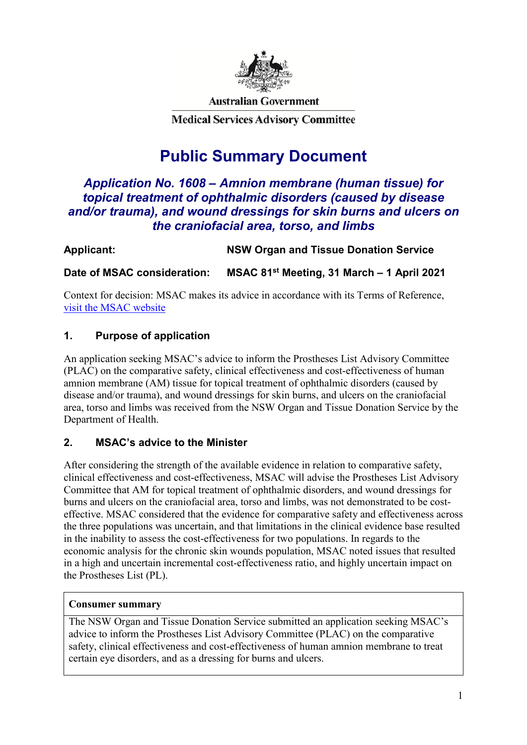Australian Government

Medical Services Advisory Committee

# Public Summary Document

## *Application No. 1608 – Amnion membrane (human tissue) for topical treatment of ophthalmic disorders (caused by disease and/or trauma), and wound dressings for skin burns and ulcers on the craniofacial area, torso, and limbs*

**Applicant:** **NSW Organ and Tissue Donation Service**

**Date of MSAC consideration:** **MSAC 81st Meeting, 31 March – 1 April 2021**

Context for decision: MSAC makes its advice in accordance with its Terms of Reference, [visit the MSAC website]

### 1. Purpose of application

An application seeking MSAC's advice to inform the Prostheses List Advisory Committee (PLAC) on the comparative safety, clinical effectiveness and cost-effectiveness of human amnion membrane (AM) tissue for topical treatment of ophthalmic disorders (caused by disease and/or trauma), and wound dressings for skin burns, and ulcers on the craniofacial area, torso and limbs was received from the NSW Organ and Tissue Donation Service by the Department of Health.

### 2. MSAC's advice to the Minister

After considering the strength of the available evidence in relation to comparative safety, clinical effectiveness and cost-effectiveness, MSAC will advise the Prostheses List Advisory Committee that AM for topical treatment of ophthalmic disorders, and wound dressings for burns and ulcers on the craniofacial area, torso and limbs, was not demonstrated to be cost-effective. MSAC considered that the evidence for comparative safety and effectiveness across the three populations was uncertain, and that limitations in the clinical evidence base resulted in the inability to assess the cost-effectiveness for two populations. In regards to the economic analysis for the chronic skin wounds population, MSAC noted issues that resulted in a high and uncertain incremental cost-effectiveness ratio, and highly uncertain impact on the Prostheses List (PL).

| **Consumer summary** |
|---|
| The NSW Organ and Tissue Donation Service submitted an application seeking MSAC's advice to inform the Prostheses List Advisory Committee (PLAC) on the comparative safety, clinical effectiveness and cost-effectiveness of human amnion membrane to treat certain eye disorders, and as a dressing for burns and ulcers. |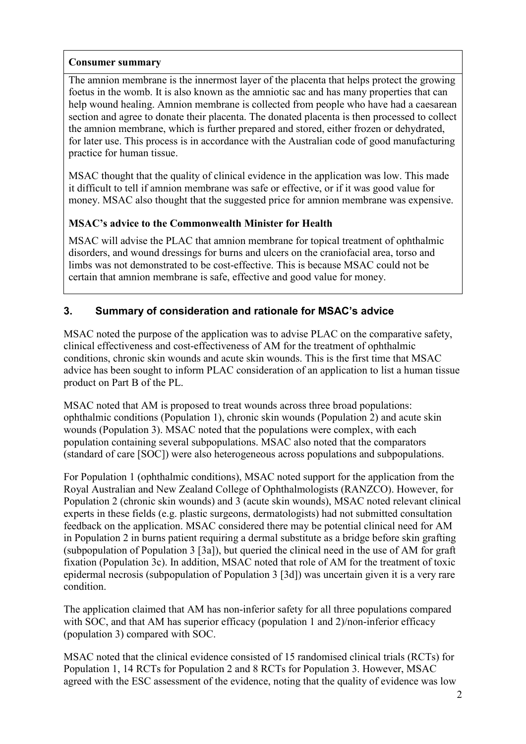**Consumer summary**

The amnion membrane is the innermost layer of the placenta that helps protect the growing foetus in the womb. It is also known as the amniotic sac and has many properties that can help wound healing. Amnion membrane is collected from people who have had a caesarean section and agree to donate their placenta. The donated placenta is then processed to collect the amnion membrane, which is further prepared and stored, either frozen or dehydrated, for later use. This process is in accordance with the Australian code of good manufacturing practice for human tissue.

MSAC thought that the quality of clinical evidence in the application was low. This made it difficult to tell if amnion membrane was safe or effective, or if it was good value for money. MSAC also thought that the suggested price for amnion membrane was expensive.

**MSAC's advice to the Commonwealth Minister for Health**

MSAC will advise the PLAC that amnion membrane for topical treatment of ophthalmic disorders, and wound dressings for burns and ulcers on the craniofacial area, torso and limbs was not demonstrated to be cost-effective. This is because MSAC could not be certain that amnion membrane is safe, effective and good value for money.

## 3. Summary of consideration and rationale for MSAC's advice

MSAC noted the purpose of the application was to advise PLAC on the comparative safety, clinical effectiveness and cost-effectiveness of AM for the treatment of ophthalmic conditions, chronic skin wounds and acute skin wounds. This is the first time that MSAC advice has been sought to inform PLAC consideration of an application to list a human tissue product on Part B of the PL.

MSAC noted that AM is proposed to treat wounds across three broad populations: ophthalmic conditions (Population 1), chronic skin wounds (Population 2) and acute skin wounds (Population 3). MSAC noted that the populations were complex, with each population containing several subpopulations. MSAC also noted that the comparators (standard of care [SOC]) were also heterogeneous across populations and subpopulations.

For Population 1 (ophthalmic conditions), MSAC noted support for the application from the Royal Australian and New Zealand College of Ophthalmologists (RANZCO). However, for Population 2 (chronic skin wounds) and 3 (acute skin wounds), MSAC noted relevant clinical experts in these fields (e.g. plastic surgeons, dermatologists) had not submitted consultation feedback on the application. MSAC considered there may be potential clinical need for AM in Population 2 in burns patient requiring a dermal substitute as a bridge before skin grafting (subpopulation of Population 3 [3a]), but queried the clinical need in the use of AM for graft fixation (Population 3c). In addition, MSAC noted that role of AM for the treatment of toxic epidermal necrosis (subpopulation of Population 3 [3d]) was uncertain given it is a very rare condition.

The application claimed that AM has non-inferior safety for all three populations compared with SOC, and that AM has superior efficacy (population 1 and 2)/non-inferior efficacy (population 3) compared with SOC.

MSAC noted that the clinical evidence consisted of 15 randomised clinical trials (RCTs) for Population 1, 14 RCTs for Population 2 and 8 RCTs for Population 3. However, MSAC agreed with the ESC assessment of the evidence, noting that the quality of evidence was low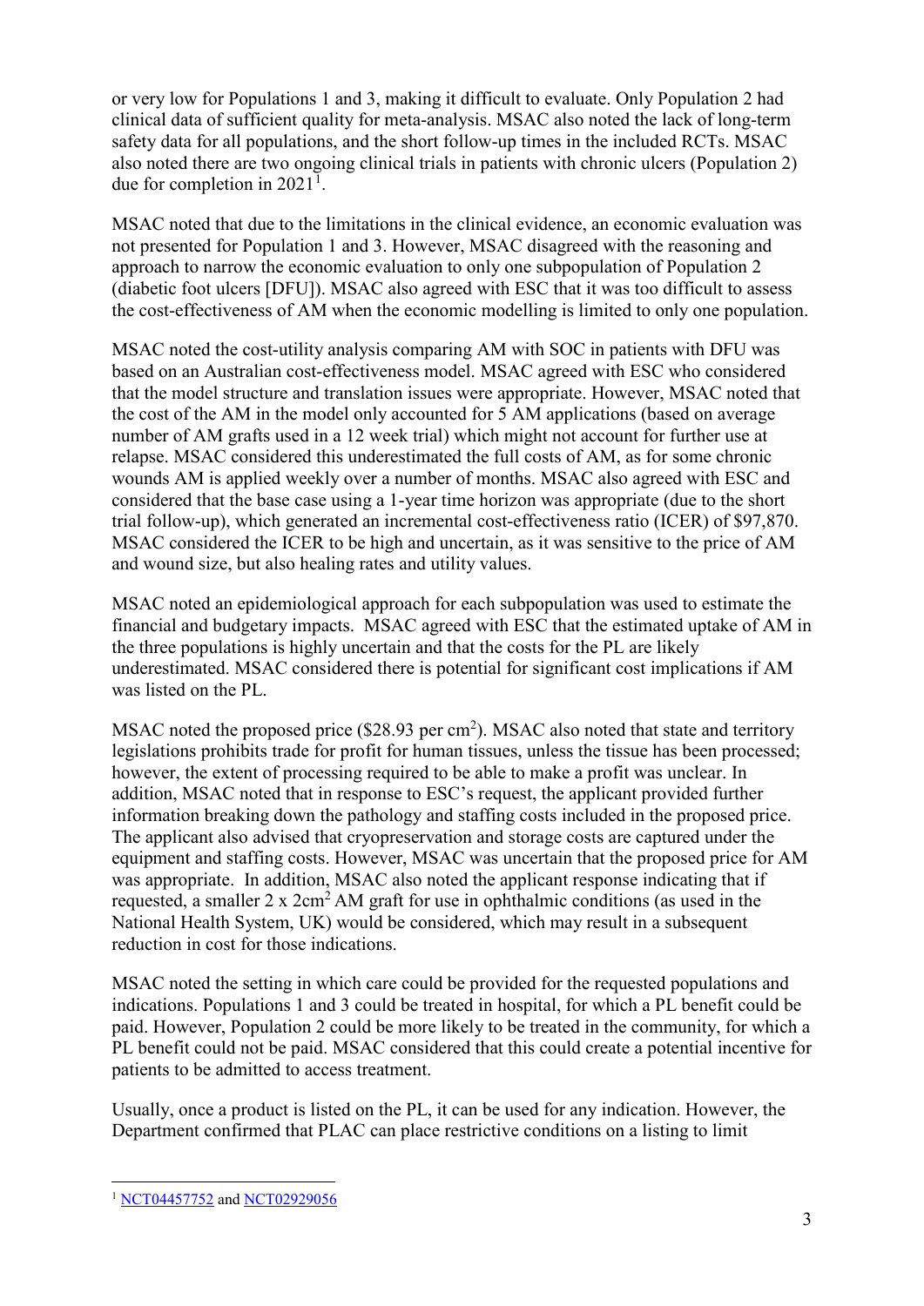or very low for Populations 1 and 3, making it difficult to evaluate. Only Population 2 had clinical data of sufficient quality for meta-analysis. MSAC also noted the lack of long-term safety data for all populations, and the short follow-up times in the included RCTs. MSAC also noted there are two ongoing clinical trials in patients with chronic ulcers (Population 2) due for completion in 2021[1].

MSAC noted that due to the limitations in the clinical evidence, an economic evaluation was not presented for Population 1 and 3. However, MSAC disagreed with the reasoning and approach to narrow the economic evaluation to only one subpopulation of Population 2 (diabetic foot ulcers [DFU]). MSAC also agreed with ESC that it was too difficult to assess the cost-effectiveness of AM when the economic modelling is limited to only one population.

MSAC noted the cost-utility analysis comparing AM with SOC in patients with DFU was based on an Australian cost-effectiveness model. MSAC agreed with ESC who considered that the model structure and translation issues were appropriate. However, MSAC noted that the cost of the AM in the model only accounted for 5 AM applications (based on average number of AM grafts used in a 12 week trial) which might not account for further use at relapse. MSAC considered this underestimated the full costs of AM, as for some chronic wounds AM is applied weekly over a number of months. MSAC also agreed with ESC and considered that the base case using a 1-year time horizon was appropriate (due to the short trial follow-up), which generated an incremental cost-effectiveness ratio (ICER) of $97,870. MSAC considered the ICER to be high and uncertain, as it was sensitive to the price of AM and wound size, but also healing rates and utility values.

MSAC noted an epidemiological approach for each subpopulation was used to estimate the financial and budgetary impacts. MSAC agreed with ESC that the estimated uptake of AM in the three populations is highly uncertain and that the costs for the PL are likely underestimated. MSAC considered there is potential for significant cost implications if AM was listed on the PL.

MSAC noted the proposed price ($28.93 per cm$^2$). MSAC also noted that state and territory legislations prohibits trade for profit for human tissues, unless the tissue has been processed; however, the extent of processing required to be able to make a profit was unclear. In addition, MSAC noted that in response to ESC's request, the applicant provided further information breaking down the pathology and staffing costs included in the proposed price. The applicant also advised that cryopreservation and storage costs are captured under the equipment and staffing costs. However, MSAC was uncertain that the proposed price for AM was appropriate. In addition, MSAC also noted the applicant response indicating that if requested, a smaller 2 x 2cm$^2$ AM graft for use in ophthalmic conditions (as used in the National Health System, UK) would be considered, which may result in a subsequent reduction in cost for those indications.

MSAC noted the setting in which care could be provided for the requested populations and indications. Populations 1 and 3 could be treated in hospital, for which a PL benefit could be paid. However, Population 2 could be more likely to be treated in the community, for which a PL benefit could not be paid. MSAC considered that this could create a potential incentive for patients to be admitted to access treatment.

Usually, once a product is listed on the PL, it can be used for any indication. However, the Department confirmed that PLAC can place restrictive conditions on a listing to limit

---

[1] NCT04457752 and NCT02929056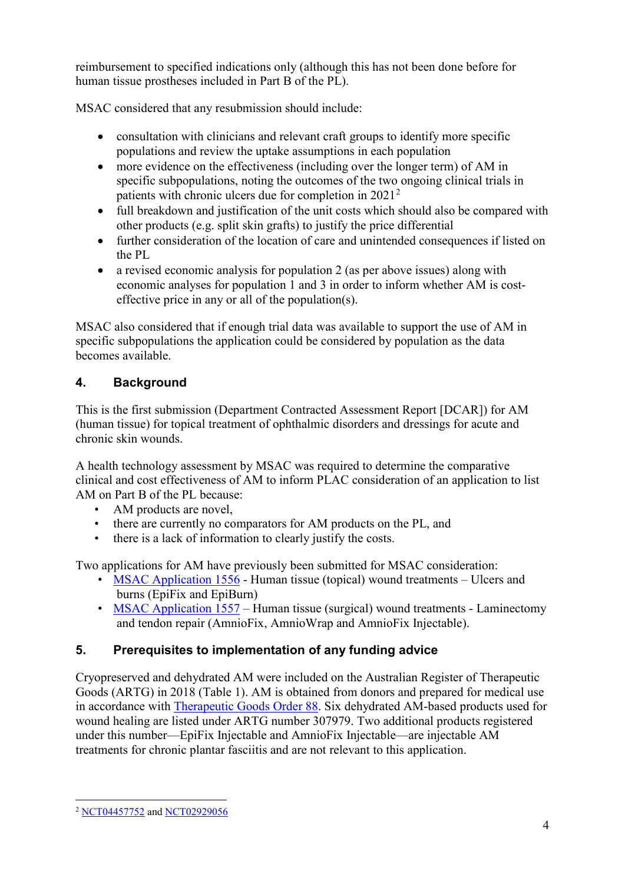reimbursement to specified indications only (although this has not been done before for human tissue prostheses included in Part B of the PL).

MSAC considered that any resubmission should include:

- consultation with clinicians and relevant craft groups to identify more specific populations and review the uptake assumptions in each population
- more evidence on the effectiveness (including over the longer term) of AM in specific subpopulations, noting the outcomes of the two ongoing clinical trials in patients with chronic ulcers due for completion in 2021[2]
- full breakdown and justification of the unit costs which should also be compared with other products (e.g. split skin grafts) to justify the price differential
- further consideration of the location of care and unintended consequences if listed on the PL
- a revised economic analysis for population 2 (as per above issues) along with economic analyses for population 1 and 3 in order to inform whether AM is cost-effective price in any or all of the population(s).

MSAC also considered that if enough trial data was available to support the use of AM in specific subpopulations the application could be considered by population as the data becomes available.

## 4. Background

This is the first submission (Department Contracted Assessment Report [DCAR]) for AM (human tissue) for topical treatment of ophthalmic disorders and dressings for acute and chronic skin wounds.

A health technology assessment by MSAC was required to determine the comparative clinical and cost effectiveness of AM to inform PLAC consideration of an application to list AM on Part B of the PL because:

- AM products are novel,
- there are currently no comparators for AM products on the PL, and
- there is a lack of information to clearly justify the costs.

Two applications for AM have previously been submitted for MSAC consideration:

- MSAC Application 1556 - Human tissue (topical) wound treatments – Ulcers and burns (EpiFix and EpiBurn)
- MSAC Application 1557 – Human tissue (surgical) wound treatments - Laminectomy and tendon repair (AmnioFix, AmnioWrap and AmnioFix Injectable).

## 5. Prerequisites to implementation of any funding advice

Cryopreserved and dehydrated AM were included on the Australian Register of Therapeutic Goods (ARTG) in 2018 (Table 1). AM is obtained from donors and prepared for medical use in accordance with Therapeutic Goods Order 88. Six dehydrated AM-based products used for wound healing are listed under ARTG number 307979. Two additional products registered under this number—EpiFix Injectable and AmnioFix Injectable—are injectable AM treatments for chronic plantar fasciitis and are not relevant to this application.

---

[2] NCT04457752 and NCT02929056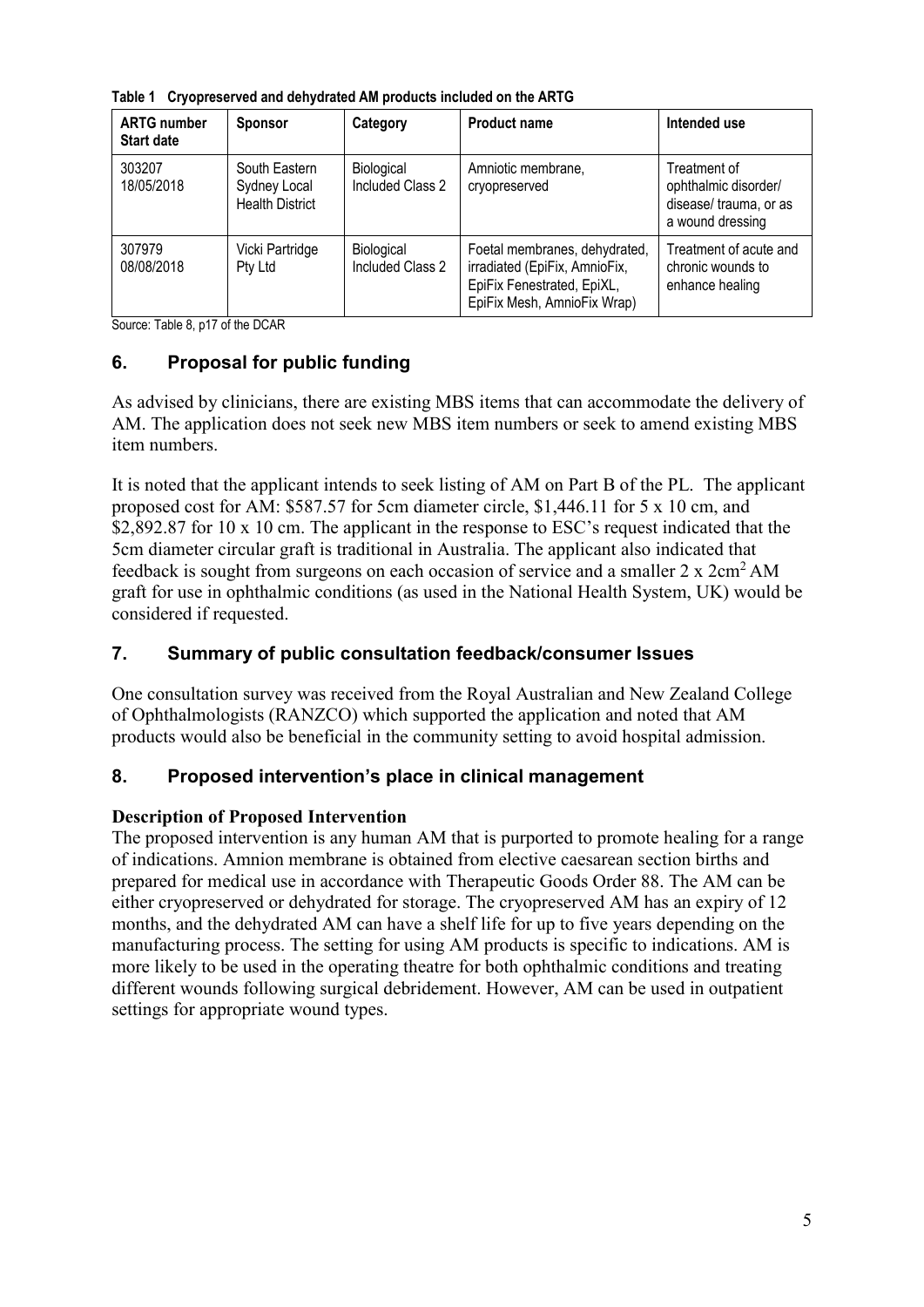**Table 1 Cryopreserved and dehydrated AM products included on the ARTG**

| ARTG number Start date | Sponsor | Category | Product name | Intended use |
|---|---|---|---|---|
| 303207 18/05/2018 | South Eastern Sydney Local Health District | Biological Included Class 2 | Amniotic membrane, cryopreserved | Treatment of ophthalmic disorder/ disease/ trauma, or as a wound dressing |
| 307979 08/08/2018 | Vicki Partridge Pty Ltd | Biological Included Class 2 | Foetal membranes, dehydrated, irradiated (EpiFix, AmnioFix, EpiFix Fenestrated, EpiXL, EpiFix Mesh, AmnioFix Wrap) | Treatment of acute and chronic wounds to enhance healing |

Source: Table 8, p17 of the DCAR

## 6. Proposal for public funding

As advised by clinicians, there are existing MBS items that can accommodate the delivery of AM. The application does not seek new MBS item numbers or seek to amend existing MBS item numbers.

It is noted that the applicant intends to seek listing of AM on Part B of the PL. The applicant proposed cost for AM: $587.57 for 5cm diameter circle, $1,446.11 for 5 x 10 cm, and $2,892.87 for 10 x 10 cm. The applicant in the response to ESC's request indicated that the 5cm diameter circular graft is traditional in Australia. The applicant also indicated that feedback is sought from surgeons on each occasion of service and a smaller 2 x 2cm$^2$ AM graft for use in ophthalmic conditions (as used in the National Health System, UK) would be considered if requested.

## 7. Summary of public consultation feedback/consumer Issues

One consultation survey was received from the Royal Australian and New Zealand College of Ophthalmologists (RANZCO) which supported the application and noted that AM products would also be beneficial in the community setting to avoid hospital admission.

## 8. Proposed intervention's place in clinical management

**Description of Proposed Intervention**

The proposed intervention is any human AM that is purported to promote healing for a range of indications. Amnion membrane is obtained from elective caesarean section births and prepared for medical use in accordance with Therapeutic Goods Order 88. The AM can be either cryopreserved or dehydrated for storage. The cryopreserved AM has an expiry of 12 months, and the dehydrated AM can have a shelf life for up to five years depending on the manufacturing process. The setting for using AM products is specific to indications. AM is more likely to be used in the operating theatre for both ophthalmic conditions and treating different wounds following surgical debridement. However, AM can be used in outpatient settings for appropriate wound types.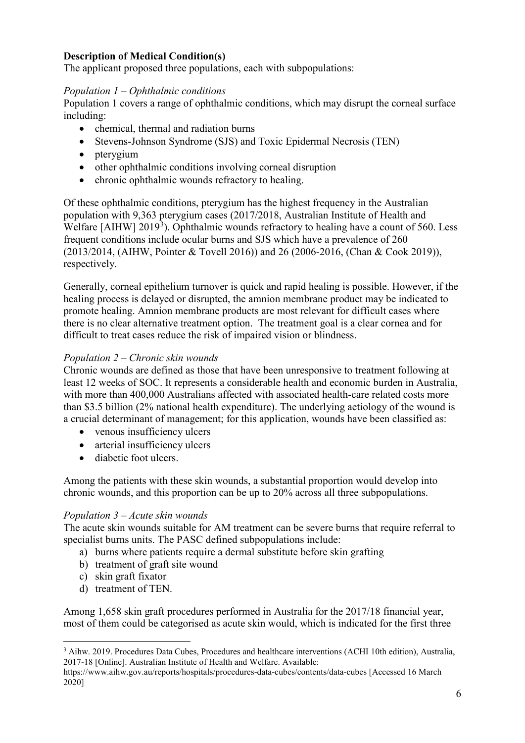**Description of Medical Condition(s)**

The applicant proposed three populations, each with subpopulations:

*Population 1 – Ophthalmic conditions*

Population 1 covers a range of ophthalmic conditions, which may disrupt the corneal surface including:

- chemical, thermal and radiation burns
- Stevens-Johnson Syndrome (SJS) and Toxic Epidermal Necrosis (TEN)
- pterygium
- other ophthalmic conditions involving corneal disruption
- chronic ophthalmic wounds refractory to healing.

Of these ophthalmic conditions, pterygium has the highest frequency in the Australian population with 9,363 pterygium cases (2017/2018, Australian Institute of Health and Welfare [AIHW] 2019[3]). Ophthalmic wounds refractory to healing have a count of 560. Less frequent conditions include ocular burns and SJS which have a prevalence of 260 (2013/2014, (AIHW, Pointer & Tovell 2016)) and 26 (2006-2016, (Chan & Cook 2019)), respectively.

Generally, corneal epithelium turnover is quick and rapid healing is possible. However, if the healing process is delayed or disrupted, the amnion membrane product may be indicated to promote healing. Amnion membrane products are most relevant for difficult cases where there is no clear alternative treatment option. The treatment goal is a clear cornea and for difficult to treat cases reduce the risk of impaired vision or blindness.

*Population 2 – Chronic skin wounds*

Chronic wounds are defined as those that have been unresponsive to treatment following at least 12 weeks of SOC. It represents a considerable health and economic burden in Australia, with more than 400,000 Australians affected with associated health-care related costs more than $3.5 billion (2% national health expenditure). The underlying aetiology of the wound is a crucial determinant of management; for this application, wounds have been classified as:

- venous insufficiency ulcers
- arterial insufficiency ulcers
- diabetic foot ulcers.

Among the patients with these skin wounds, a substantial proportion would develop into chronic wounds, and this proportion can be up to 20% across all three subpopulations.

*Population 3 – Acute skin wounds*

The acute skin wounds suitable for AM treatment can be severe burns that require referral to specialist burns units. The PASC defined subpopulations include:

a) burns where patients require a dermal substitute before skin grafting
b) treatment of graft site wound
c) skin graft fixator
d) treatment of TEN.

Among 1,658 skin graft procedures performed in Australia for the 2017/18 financial year, most of them could be categorised as acute skin would, which is indicated for the first three

---

[3] Aihw. 2019. Procedures Data Cubes, Procedures and healthcare interventions (ACHI 10th edition), Australia, 2017-18 [Online]. Australian Institute of Health and Welfare. Available: https://www.aihw.gov.au/reports/hospitals/procedures-data-cubes/contents/data-cubes [Accessed 16 March 2020]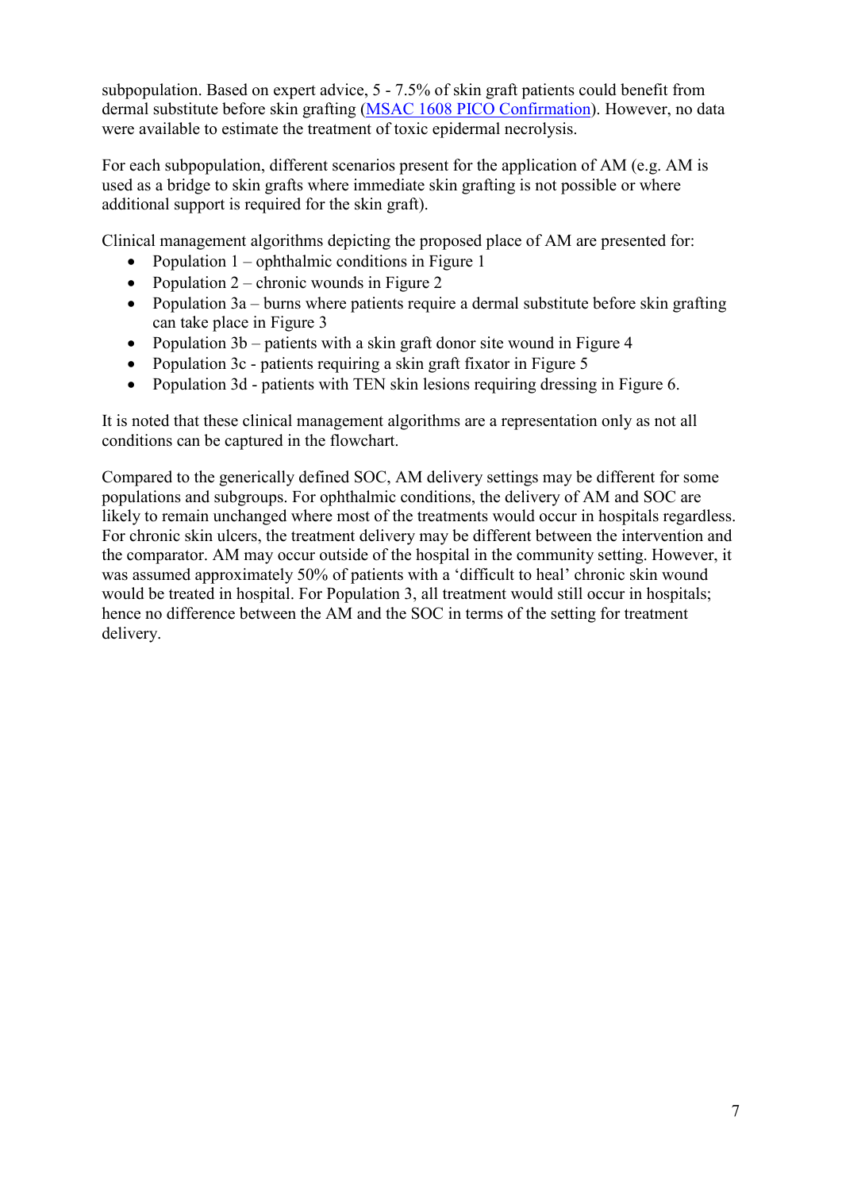subpopulation. Based on expert advice, 5 - 7.5% of skin graft patients could benefit from dermal substitute before skin grafting ([MSAC 1608 PICO Confirmation]). However, no data were available to estimate the treatment of toxic epidermal necrolysis.

For each subpopulation, different scenarios present for the application of AM (e.g. AM is used as a bridge to skin grafts where immediate skin grafting is not possible or where additional support is required for the skin graft).

Clinical management algorithms depicting the proposed place of AM are presented for:

- Population 1 – ophthalmic conditions in Figure 1
- Population 2 – chronic wounds in Figure 2
- Population 3a – burns where patients require a dermal substitute before skin grafting can take place in Figure 3
- Population 3b – patients with a skin graft donor site wound in Figure 4
- Population 3c - patients requiring a skin graft fixator in Figure 5
- Population 3d - patients with TEN skin lesions requiring dressing in Figure 6.

It is noted that these clinical management algorithms are a representation only as not all conditions can be captured in the flowchart.

Compared to the generically defined SOC, AM delivery settings may be different for some populations and subgroups. For ophthalmic conditions, the delivery of AM and SOC are likely to remain unchanged where most of the treatments would occur in hospitals regardless. For chronic skin ulcers, the treatment delivery may be different between the intervention and the comparator. AM may occur outside of the hospital in the community setting. However, it was assumed approximately 50% of patients with a 'difficult to heal' chronic skin wound would be treated in hospital. For Population 3, all treatment would still occur in hospitals; hence no difference between the AM and the SOC in terms of the setting for treatment delivery.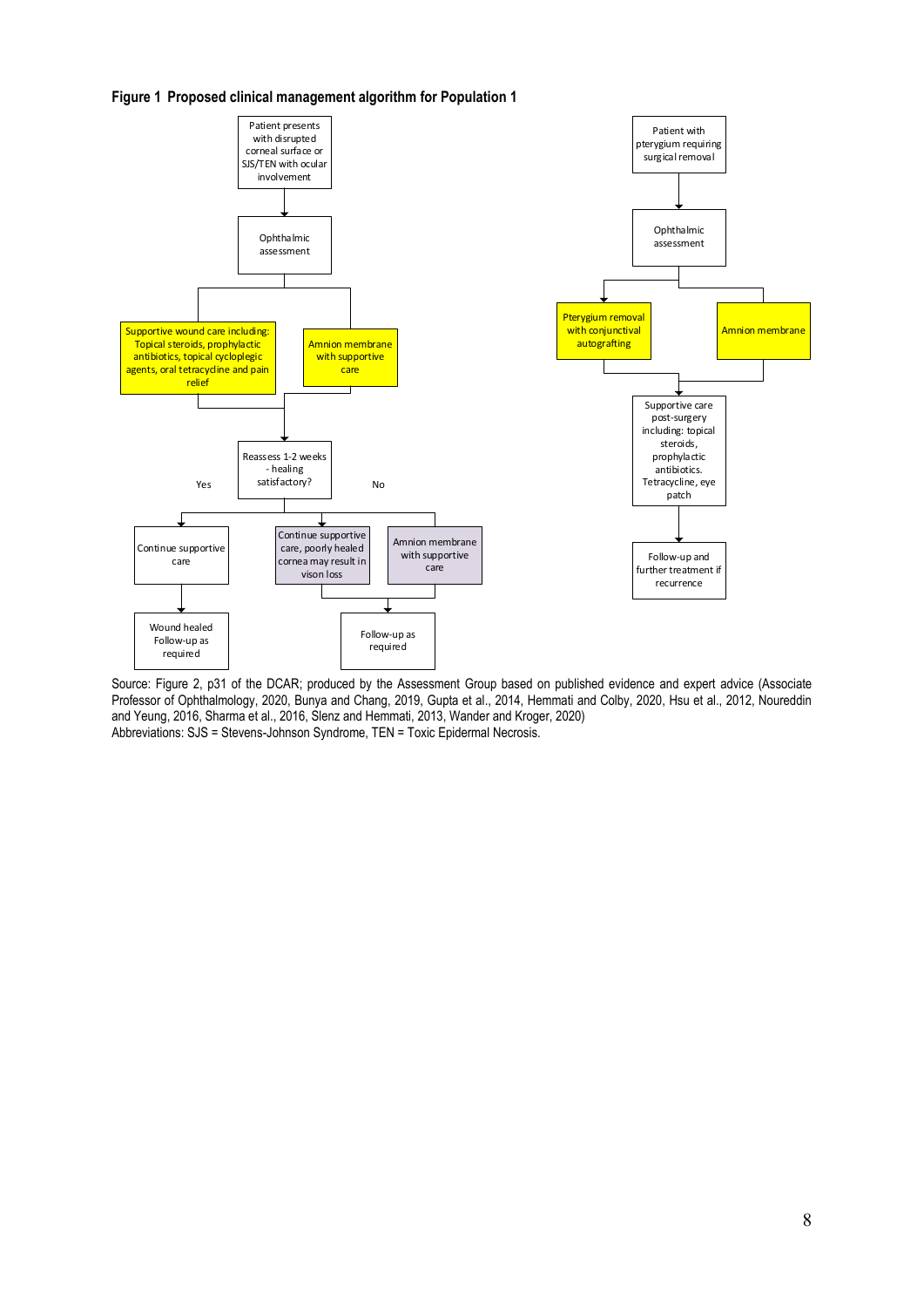**Figure 1 Proposed clinical management algorithm for Population 1**

Patient presents with disrupted corneal surface or SJS/TEN with ocular involvement

Ophthalmic assessment

Supportive wound care including: Topical steroids, prophylactic antibiotics, topical cycloplegic agents, oral tetracycline and pain relief

Amnion membrane with supportive care

Reassess 1-2 weeks - healing satisfactory?

Yes

No

Continue supportive care

Continue supportive care, poorly healed cornea may result in vison loss

Amnion membrane with supportive care

Wound healed Follow-up as required

Follow-up as required

Patient with pterygium requiring surgical removal

Ophthalmic assessment

Pterygium removal with conjunctival autografting

Amnion membrane

Supportive care post-surgery including: topical steroids, prophylactic antibiotics. Tetracycline, eye patch

Follow-up and further treatment if recurrence

Source: Figure 2, p31 of the DCAR; produced by the Assessment Group based on published evidence and expert advice (Associate Professor of Ophthalmology, 2020, Bunya and Chang, 2019, Gupta et al., 2014, Hemmati and Colby, 2020, Hsu et al., 2012, Noureddin and Yeung, 2016, Sharma et al., 2016, Slenz and Hemmati, 2013, Wander and Kroger, 2020)

Abbreviations: SJS = Stevens-Johnson Syndrome, TEN = Toxic Epidermal Necrosis.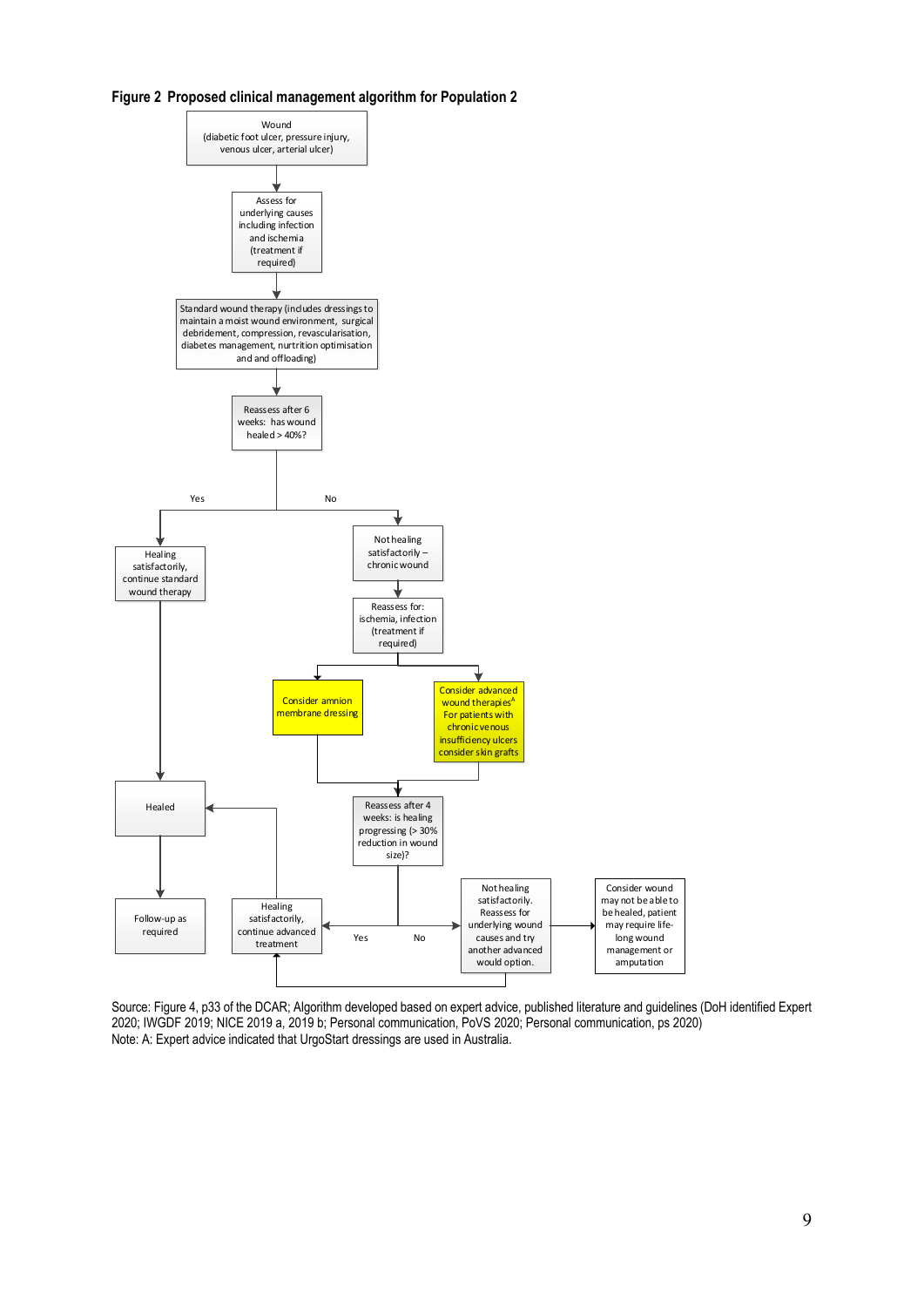**Figure 2 Proposed clinical management algorithm for Population 2**

Wound
(diabetic foot ulcer, pressure injury, venous ulcer, arterial ulcer)

Assess for underlying causes including infection and ischemia (treatment if required)

Standard wound therapy (includes dressings to maintain a moist wound environment, surgical debridement, compression, revascularisation, diabetes management, nurtrition optimisation and and offloading)

Reassess after 6 weeks: has wound healed > 40%?

Yes

Healing satisfactorily, continue standard wound therapy

Healed

Follow-up as required

No

Not healing satisfactorily – chronic wound

Reassess for: ischemia, infection (treatment if required)

Consider amnion membrane dressing

Consider advanced wound therapies[A] For patients with chronic venous insufficiency ulcers consider skin grafts

Reassess after 4 weeks: is healing progressing (> 30% reduction in wound size)?

Yes

Healing satisfactorily, continue advanced treatment

No

Not healing satisfactorily. Reassess for underlying wound causes and try another advanced would option.

Consider wound may not be able to be healed, patient may require life-long wound management or amputation

Source: Figure 4, p33 of the DCAR; Algorithm developed based on expert advice, published literature and guidelines (DoH identified Expert 2020; IWGDF 2019; NICE 2019 a, 2019 b; Personal communication, PoVS 2020; Personal communication, ps 2020)
Note: A: Expert advice indicated that UrgoStart dressings are used in Australia.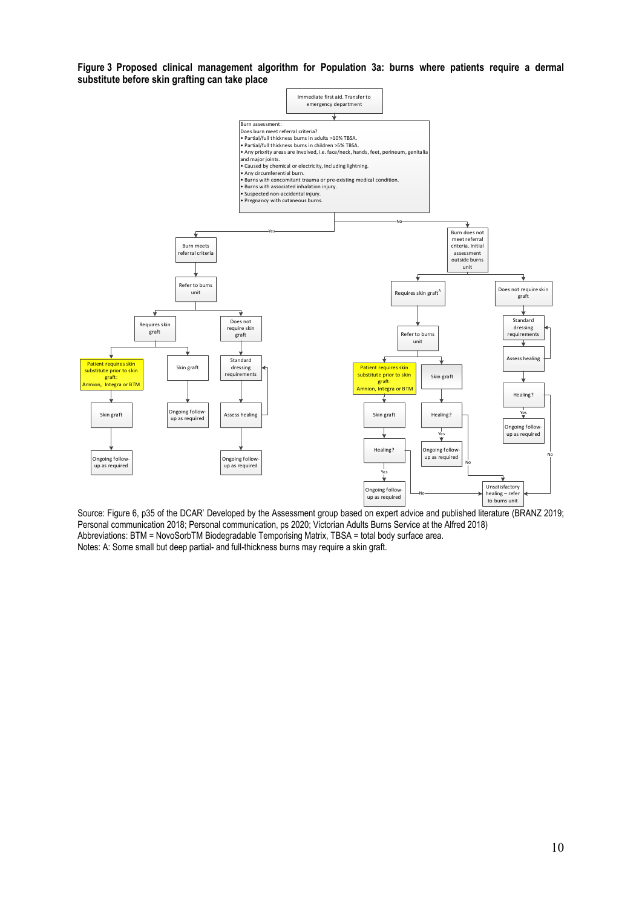**Figure 3 Proposed clinical management algorithm for Population 3a: burns where patients require a dermal substitute before skin grafting can take place**

Immediate first aid. Transfer to emergency department

Burn assessment:
Does burn meet referral criteria?
- Partial/full thickness burns in adults >10% TBSA.
- Partial/full thickness burns in children >5% TBSA.
- Any priority areas are involved, i.e. face/neck, hands, feet, perineum, genitalia and major joints.
- Caused by chemical or electricity, including lightning.
- Any circumferential burn.
- Burns with concomitant trauma or pre-existing medical condition.
- Burns with associated inhalation injury.
- Suspected non-accidental injury.
- Pregnancy with cutaneous burns.

Yes → Burn meets referral criteria → Refer to burns unit
- Requires skin graft
  - Patient requires skin substitute prior to skin graft: Amnion, Integra or BTM → Skin graft → Ongoing follow-up as required
  - Skin graft → Ongoing follow-up as required
- Does not require skin graft → Standard dressing requirements → Assess healing → Ongoing follow-up as required

No → Burn does not meet referral criteria. Initial assessment outside burns unit
- Requires skin graft[A] → Refer to burns unit
  - Patient requires skin substitute prior to skin graft: Amnion, Integra or BTM → Skin graft → Healing? (Yes → Ongoing follow-up as required; No → Unsatisfactory healing – refer to burns unit)
  - Skin graft → Healing? (Yes → Ongoing follow-up as required; No → Unsatisfactory healing – refer to burns unit)
- Does not require skin graft → Standard dressing requirements → Assess healing → Healing? (Yes → Ongoing follow-up as required; No → Unsatisfactory healing – refer to burns unit)

Source: Figure 6, p35 of the DCAR' Developed by the Assessment group based on expert advice and published literature (BRANZ 2019; Personal communication 2018; Personal communication, ps 2020; Victorian Adults Burns Service at the Alfred 2018)

Abbreviations: BTM = NovoSorbTM Biodegradable Temporising Matrix, TBSA = total body surface area.

Notes: A: Some small but deep partial- and full-thickness burns may require a skin graft.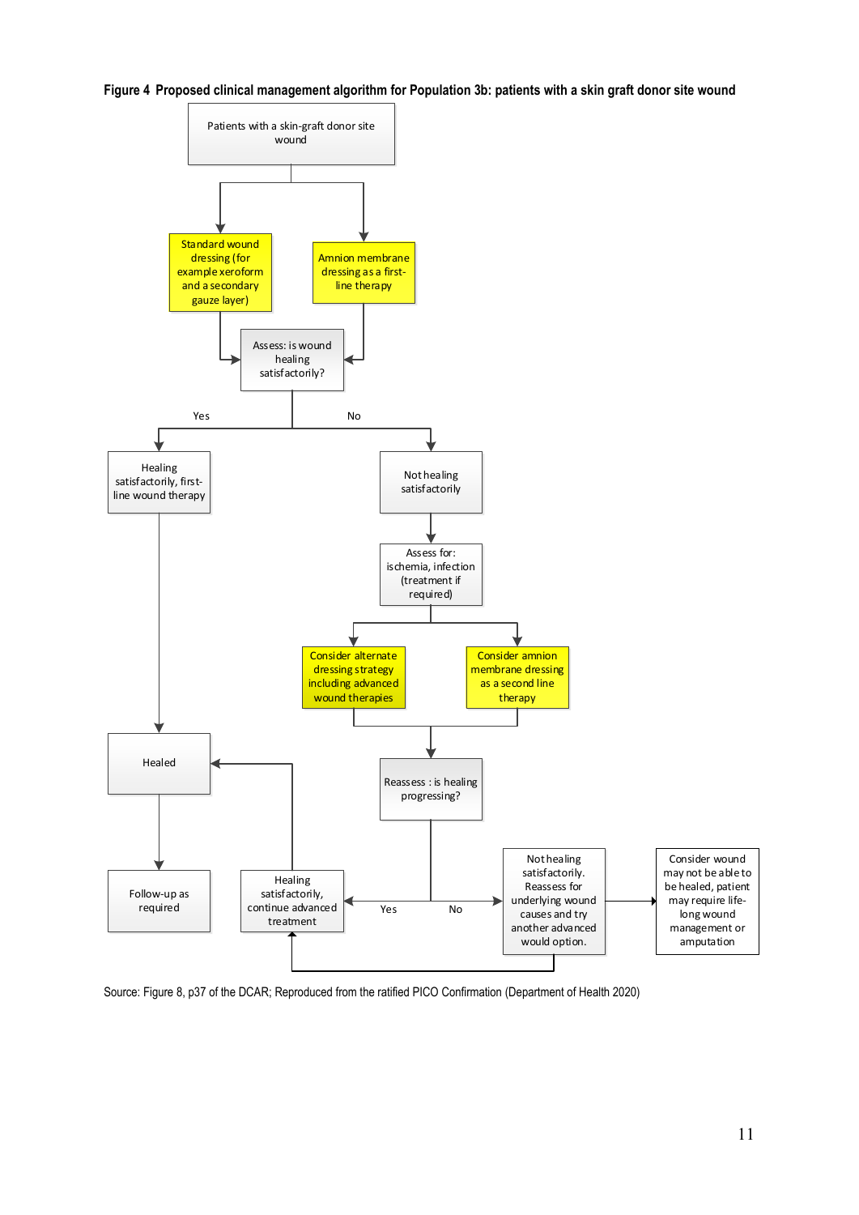**Figure 4 Proposed clinical management algorithm for Population 3b: patients with a skin graft donor site wound**

Patients with a skin-graft donor site wound

Standard wound dressing (for example xeroform and a secondary gauze layer)

Amnion membrane dressing as a first-line therapy

Assess: is wound healing satisfactorily?

Yes

No

Healing satisfactorily, first-line wound therapy

Not healing satisfactorily

Assess for: ischemia, infection (treatment if required)

Consider alternate dressing strategy including advanced wound therapies

Consider amnion membrane dressing as a second line therapy

Healed

Reassess : is healing progressing?

Follow-up as required

Healing satisfactorily, continue advanced treatment

Yes

No

Not healing satisfactorily. Reassess for underlying wound causes and try another advanced would option.

Consider wound may not be able to be healed, patient may require life-long wound management or amputation

Source: Figure 8, p37 of the DCAR; Reproduced from the ratified PICO Confirmation (Department of Health 2020)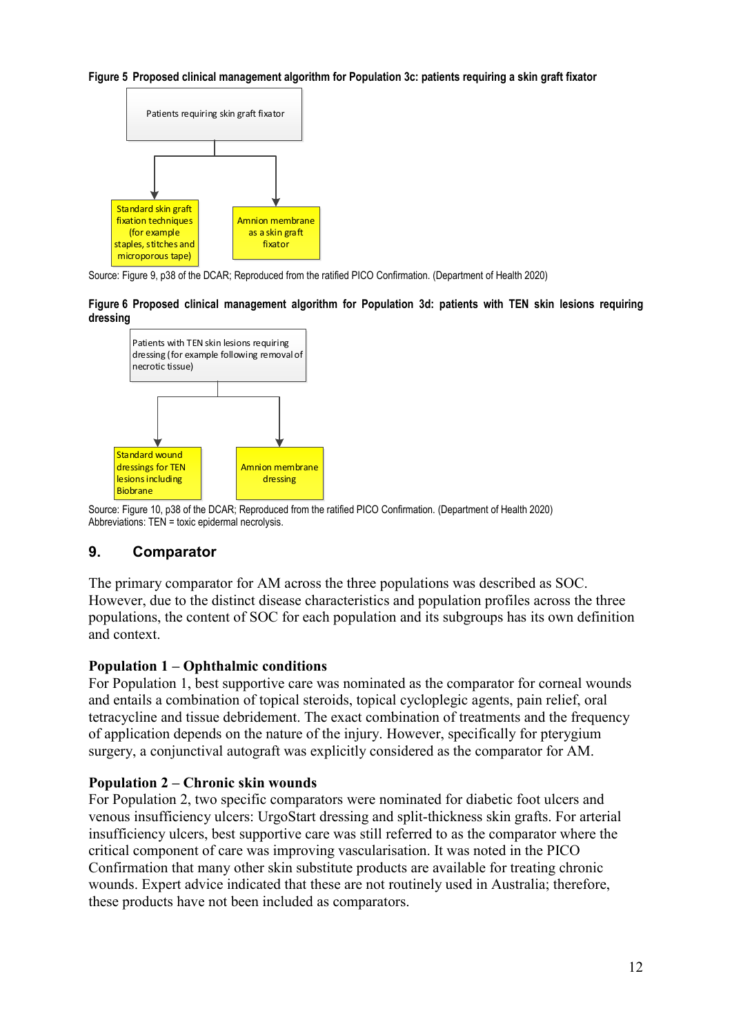**Figure 5 Proposed clinical management algorithm for Population 3c: patients requiring a skin graft fixator**

Patients requiring skin graft fixator

Standard skin graft fixation techniques (for example staples, stitches and microporous tape)

Amnion membrane as a skin graft fixator

Source: Figure 9, p38 of the DCAR; Reproduced from the ratified PICO Confirmation. (Department of Health 2020)

**Figure 6 Proposed clinical management algorithm for Population 3d: patients with TEN skin lesions requiring dressing**

Patients with TEN skin lesions requiring dressing (for example following removal of necrotic tissue)

Standard wound dressings for TEN lesions including Biobrane

Amnion membrane dressing

Source: Figure 10, p38 of the DCAR; Reproduced from the ratified PICO Confirmation. (Department of Health 2020)
Abbreviations: TEN = toxic epidermal necrolysis.

## 9. Comparator

The primary comparator for AM across the three populations was described as SOC. However, due to the distinct disease characteristics and population profiles across the three populations, the content of SOC for each population and its subgroups has its own definition and context.

### Population 1 – Ophthalmic conditions

For Population 1, best supportive care was nominated as the comparator for corneal wounds and entails a combination of topical steroids, topical cycloplegic agents, pain relief, oral tetracycline and tissue debridement. The exact combination of treatments and the frequency of application depends on the nature of the injury. However, specifically for pterygium surgery, a conjunctival autograft was explicitly considered as the comparator for AM.

### Population 2 – Chronic skin wounds

For Population 2, two specific comparators were nominated for diabetic foot ulcers and venous insufficiency ulcers: UrgoStart dressing and split-thickness skin grafts. For arterial insufficiency ulcers, best supportive care was still referred to as the comparator where the critical component of care was improving vascularisation. It was noted in the PICO Confirmation that many other skin substitute products are available for treating chronic wounds. Expert advice indicated that these are not routinely used in Australia; therefore, these products have not been included as comparators.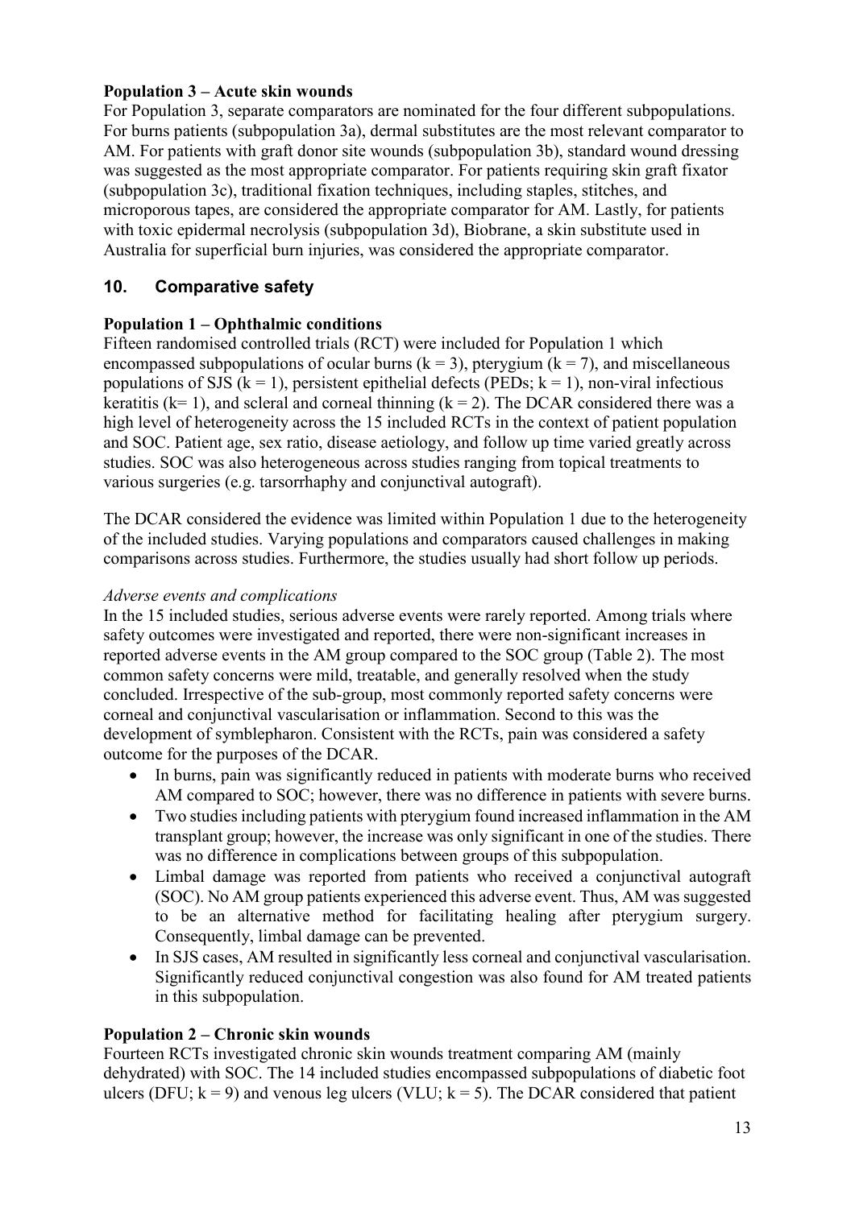**Population 3 – Acute skin wounds**

For Population 3, separate comparators are nominated for the four different subpopulations. For burns patients (subpopulation 3a), dermal substitutes are the most relevant comparator to AM. For patients with graft donor site wounds (subpopulation 3b), standard wound dressing was suggested as the most appropriate comparator. For patients requiring skin graft fixator (subpopulation 3c), traditional fixation techniques, including staples, stitches, and microporous tapes, are considered the appropriate comparator for AM. Lastly, for patients with toxic epidermal necrolysis (subpopulation 3d), Biobrane, a skin substitute used in Australia for superficial burn injuries, was considered the appropriate comparator.

## 10. Comparative safety

**Population 1 – Ophthalmic conditions**

Fifteen randomised controlled trials (RCT) were included for Population 1 which encompassed subpopulations of ocular burns (k = 3), pterygium (k = 7), and miscellaneous populations of SJS (k = 1), persistent epithelial defects (PEDs; k = 1), non-viral infectious keratitis (k= 1), and scleral and corneal thinning (k = 2). The DCAR considered there was a high level of heterogeneity across the 15 included RCTs in the context of patient population and SOC. Patient age, sex ratio, disease aetiology, and follow up time varied greatly across studies. SOC was also heterogeneous across studies ranging from topical treatments to various surgeries (e.g. tarsorrhaphy and conjunctival autograft).

The DCAR considered the evidence was limited within Population 1 due to the heterogeneity of the included studies. Varying populations and comparators caused challenges in making comparisons across studies. Furthermore, the studies usually had short follow up periods.

*Adverse events and complications*

In the 15 included studies, serious adverse events were rarely reported. Among trials where safety outcomes were investigated and reported, there were non-significant increases in reported adverse events in the AM group compared to the SOC group (Table 2). The most common safety concerns were mild, treatable, and generally resolved when the study concluded. Irrespective of the sub-group, most commonly reported safety concerns were corneal and conjunctival vascularisation or inflammation. Second to this was the development of symblepharon. Consistent with the RCTs, pain was considered a safety outcome for the purposes of the DCAR.

- In burns, pain was significantly reduced in patients with moderate burns who received AM compared to SOC; however, there was no difference in patients with severe burns.
- Two studies including patients with pterygium found increased inflammation in the AM transplant group; however, the increase was only significant in one of the studies. There was no difference in complications between groups of this subpopulation.
- Limbal damage was reported from patients who received a conjunctival autograft (SOC). No AM group patients experienced this adverse event. Thus, AM was suggested to be an alternative method for facilitating healing after pterygium surgery. Consequently, limbal damage can be prevented.
- In SJS cases, AM resulted in significantly less corneal and conjunctival vascularisation. Significantly reduced conjunctival congestion was also found for AM treated patients in this subpopulation.

**Population 2 – Chronic skin wounds**

Fourteen RCTs investigated chronic skin wounds treatment comparing AM (mainly dehydrated) with SOC. The 14 included studies encompassed subpopulations of diabetic foot ulcers (DFU; k = 9) and venous leg ulcers (VLU; k = 5). The DCAR considered that patient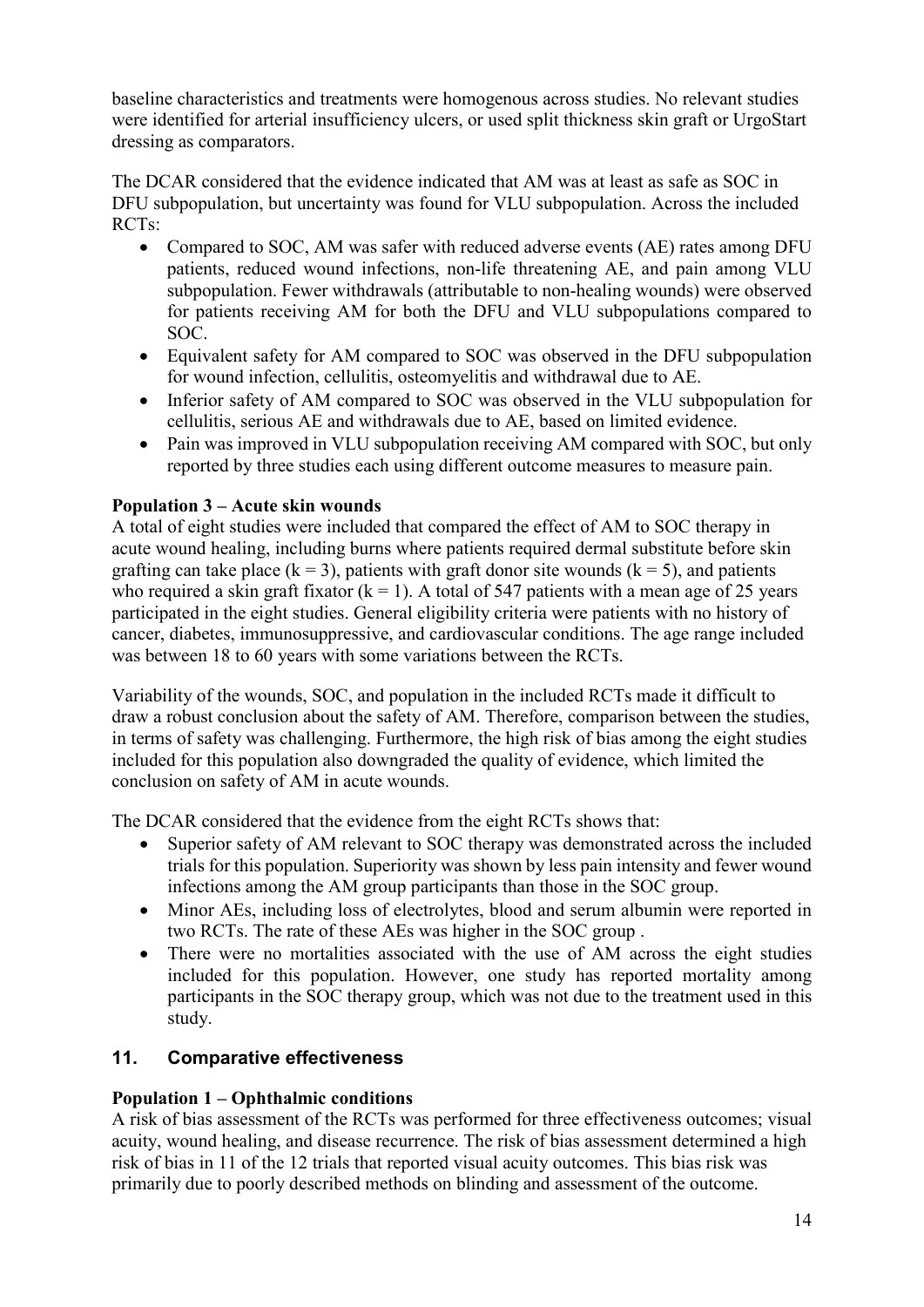baseline characteristics and treatments were homogenous across studies. No relevant studies were identified for arterial insufficiency ulcers, or used split thickness skin graft or UrgoStart dressing as comparators.

The DCAR considered that the evidence indicated that AM was at least as safe as SOC in DFU subpopulation, but uncertainty was found for VLU subpopulation. Across the included RCTs:

- Compared to SOC, AM was safer with reduced adverse events (AE) rates among DFU patients, reduced wound infections, non-life threatening AE, and pain among VLU subpopulation. Fewer withdrawals (attributable to non-healing wounds) were observed for patients receiving AM for both the DFU and VLU subpopulations compared to SOC.
- Equivalent safety for AM compared to SOC was observed in the DFU subpopulation for wound infection, cellulitis, osteomyelitis and withdrawal due to AE.
- Inferior safety of AM compared to SOC was observed in the VLU subpopulation for cellulitis, serious AE and withdrawals due to AE, based on limited evidence.
- Pain was improved in VLU subpopulation receiving AM compared with SOC, but only reported by three studies each using different outcome measures to measure pain.

**Population 3 – Acute skin wounds**

A total of eight studies were included that compared the effect of AM to SOC therapy in acute wound healing, including burns where patients required dermal substitute before skin grafting can take place ($k = 3$), patients with graft donor site wounds ($k = 5$), and patients who required a skin graft fixator ($k = 1$). A total of 547 patients with a mean age of 25 years participated in the eight studies. General eligibility criteria were patients with no history of cancer, diabetes, immunosuppressive, and cardiovascular conditions. The age range included was between 18 to 60 years with some variations between the RCTs.

Variability of the wounds, SOC, and population in the included RCTs made it difficult to draw a robust conclusion about the safety of AM. Therefore, comparison between the studies, in terms of safety was challenging. Furthermore, the high risk of bias among the eight studies included for this population also downgraded the quality of evidence, which limited the conclusion on safety of AM in acute wounds.

The DCAR considered that the evidence from the eight RCTs shows that:

- Superior safety of AM relevant to SOC therapy was demonstrated across the included trials for this population. Superiority was shown by less pain intensity and fewer wound infections among the AM group participants than those in the SOC group.
- Minor AEs, including loss of electrolytes, blood and serum albumin were reported in two RCTs. The rate of these AEs was higher in the SOC group .
- There were no mortalities associated with the use of AM across the eight studies included for this population. However, one study has reported mortality among participants in the SOC therapy group, which was not due to the treatment used in this study.

## 11. Comparative effectiveness

**Population 1 – Ophthalmic conditions**

A risk of bias assessment of the RCTs was performed for three effectiveness outcomes; visual acuity, wound healing, and disease recurrence. The risk of bias assessment determined a high risk of bias in 11 of the 12 trials that reported visual acuity outcomes. This bias risk was primarily due to poorly described methods on blinding and assessment of the outcome.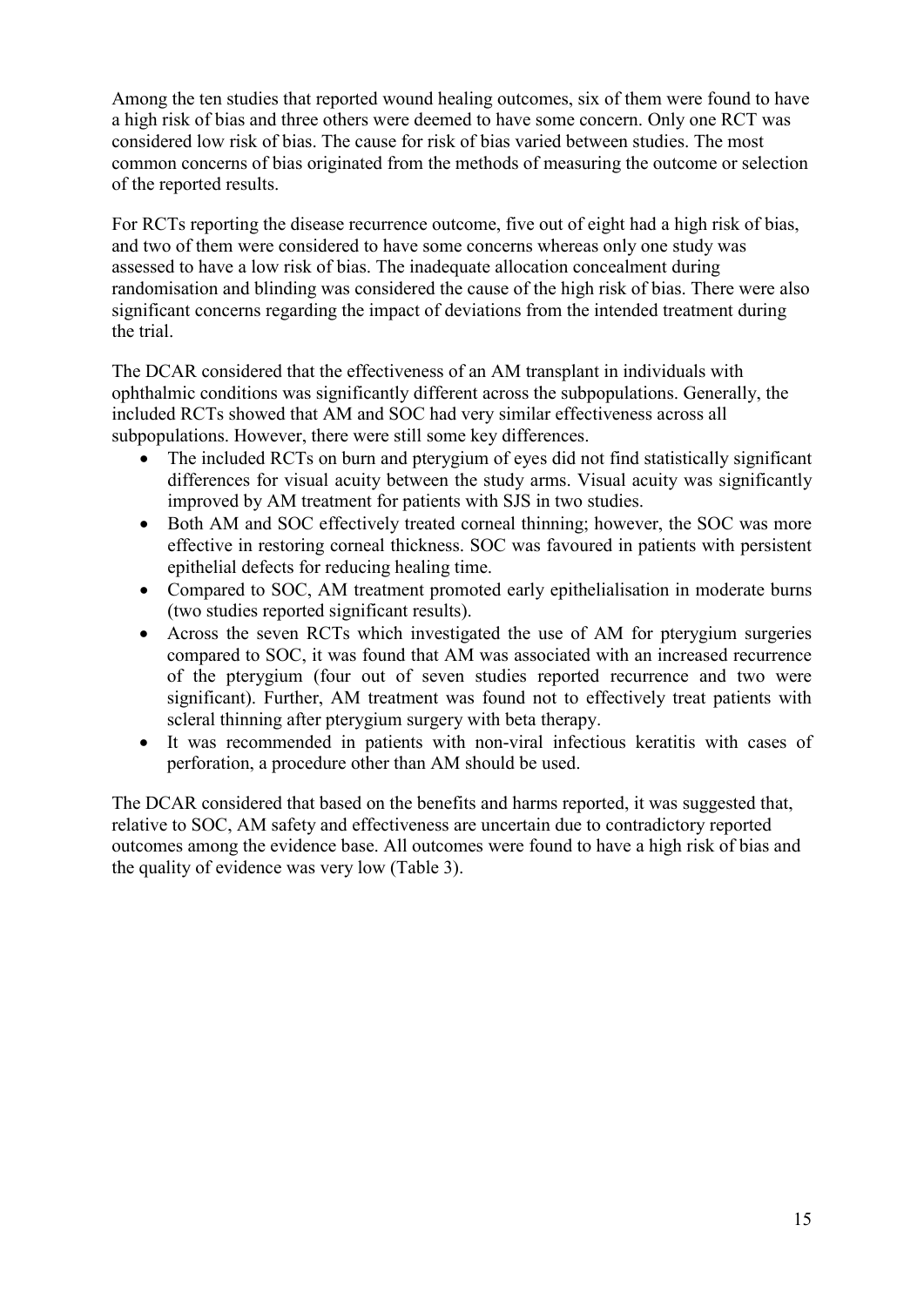Among the ten studies that reported wound healing outcomes, six of them were found to have a high risk of bias and three others were deemed to have some concern. Only one RCT was considered low risk of bias. The cause for risk of bias varied between studies. The most common concerns of bias originated from the methods of measuring the outcome or selection of the reported results.

For RCTs reporting the disease recurrence outcome, five out of eight had a high risk of bias, and two of them were considered to have some concerns whereas only one study was assessed to have a low risk of bias. The inadequate allocation concealment during randomisation and blinding was considered the cause of the high risk of bias. There were also significant concerns regarding the impact of deviations from the intended treatment during the trial.

The DCAR considered that the effectiveness of an AM transplant in individuals with ophthalmic conditions was significantly different across the subpopulations. Generally, the included RCTs showed that AM and SOC had very similar effectiveness across all subpopulations. However, there were still some key differences.

- The included RCTs on burn and pterygium of eyes did not find statistically significant differences for visual acuity between the study arms. Visual acuity was significantly improved by AM treatment for patients with SJS in two studies.
- Both AM and SOC effectively treated corneal thinning; however, the SOC was more effective in restoring corneal thickness. SOC was favoured in patients with persistent epithelial defects for reducing healing time.
- Compared to SOC, AM treatment promoted early epithelialisation in moderate burns (two studies reported significant results).
- Across the seven RCTs which investigated the use of AM for pterygium surgeries compared to SOC, it was found that AM was associated with an increased recurrence of the pterygium (four out of seven studies reported recurrence and two were significant). Further, AM treatment was found not to effectively treat patients with scleral thinning after pterygium surgery with beta therapy.
- It was recommended in patients with non-viral infectious keratitis with cases of perforation, a procedure other than AM should be used.

The DCAR considered that based on the benefits and harms reported, it was suggested that, relative to SOC, AM safety and effectiveness are uncertain due to contradictory reported outcomes among the evidence base. All outcomes were found to have a high risk of bias and the quality of evidence was very low (Table 3).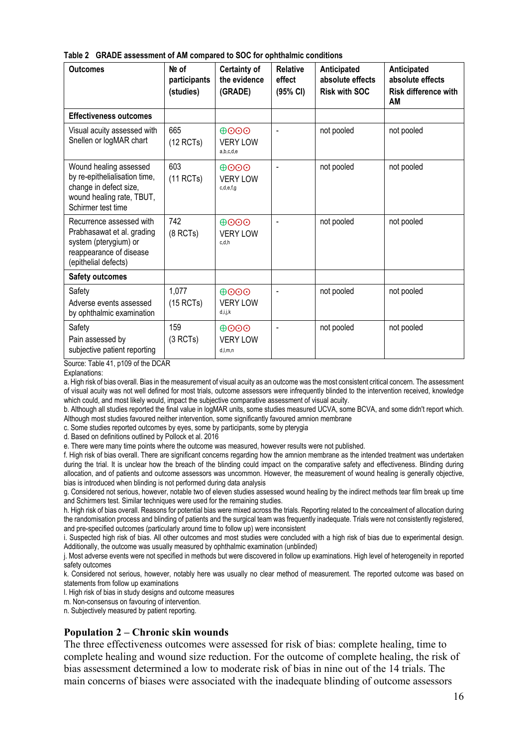**Table 2 GRADE assessment of AM compared to SOC for ophthalmic conditions**

| Outcomes | № of participants (studies) | Certainty of the evidence (GRADE) | Relative effect (95% CI) | Anticipated absolute effects Risk with SOC | Anticipated absolute effects Risk difference with AM |
|---|---|---|---|---|---|
| **Effectiveness outcomes** | | | | | |
| Visual acuity assessed with Snellen or logMAR chart | 665 (12 RCTs) | ⊕⊙⊙⊙ VERY LOW a,b,c,d,e | - | not pooled | not pooled |
| Wound healing assessed by re-epithelialisation time, change in defect size, wound healing rate, TBUT, Schirmer test time | 603 (11 RCTs) | ⊕⊙⊙⊙ VERY LOW c,d,e,f,g | - | not pooled | not pooled |
| Recurrence assessed with Prabhasawat et al. grading system (pterygium) or reappearance of disease (epithelial defects) | 742 (8 RCTs) | ⊕⊙⊙⊙ VERY LOW c,d,h | - | not pooled | not pooled |
| **Safety outcomes** | | | | | |
| Safety Adverse events assessed by ophthalmic examination | 1,077 (15 RCTs) | ⊕⊙⊙⊙ VERY LOW d,i,j,k | - | not pooled | not pooled |
| Safety Pain assessed by subjective patient reporting | 159 (3 RCTs) | ⊕⊙⊙⊙ VERY LOW d,l,m,n | - | not pooled | not pooled |

Source: Table 41, p109 of the DCAR

Explanations:

a. High risk of bias overall. Bias in the measurement of visual acuity as an outcome was the most consistent critical concern. The assessment of visual acuity was not well defined for most trials, outcome assessors were infrequently blinded to the intervention received, knowledge which could, and most likely would, impact the subjective comparative assessment of visual acuity.

b. Although all studies reported the final value in logMAR units, some studies measured UCVA, some BCVA, and some didn't report which. Although most studies favoured neither intervention, some significantly favoured amnion membrane

c. Some studies reported outcomes by eyes, some by participants, some by pterygia

d. Based on definitions outlined by Pollock et al. 2016

e. There were many time points where the outcome was measured, however results were not published.

f. High risk of bias overall. There are significant concerns regarding how the amnion membrane as the intended treatment was undertaken during the trial. It is unclear how the breach of the blinding could impact on the comparative safety and effectiveness. Blinding during allocation, and of patients and outcome assessors was uncommon. However, the measurement of wound healing is generally objective, bias is introduced when blinding is not performed during data analysis

g. Considered not serious, however, notable two of eleven studies assessed wound healing by the indirect methods tear film break up time and Schirmers test. Similar techniques were used for the remaining studies.

h. High risk of bias overall. Reasons for potential bias were mixed across the trials. Reporting related to the concealment of allocation during the randomisation process and blinding of patients and the surgical team was frequently inadequate. Trials were not consistently registered, and pre-specified outcomes (particularly around time to follow up) were inconsistent

i. Suspected high risk of bias. All other outcomes and most studies were concluded with a high risk of bias due to experimental design. Additionally, the outcome was usually measured by ophthalmic examination (unblinded)

j. Most adverse events were not specified in methods but were discovered in follow up examinations. High level of heterogeneity in reported safety outcomes

k. Considered not serious, however, notably here was usually no clear method of measurement. The reported outcome was based on statements from follow up examinations

l. High risk of bias in study designs and outcome measures

m. Non-consensus on favouring of intervention.

n. Subjectively measured by patient reporting.

## Population 2 – Chronic skin wounds

The three effectiveness outcomes were assessed for risk of bias: complete healing, time to complete healing and wound size reduction. For the outcome of complete healing, the risk of bias assessment determined a low to moderate risk of bias in nine out of the 14 trials. The main concerns of biases were associated with the inadequate blinding of outcome assessors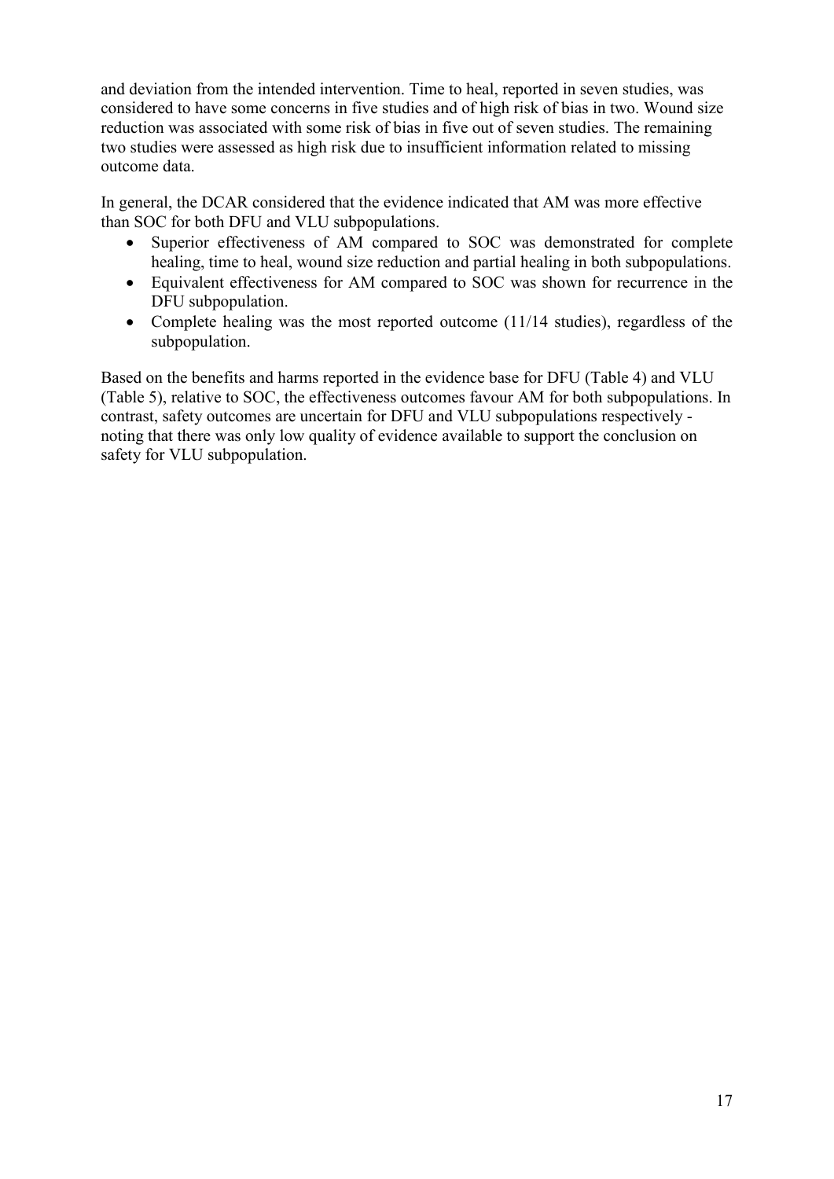and deviation from the intended intervention. Time to heal, reported in seven studies, was considered to have some concerns in five studies and of high risk of bias in two. Wound size reduction was associated with some risk of bias in five out of seven studies. The remaining two studies were assessed as high risk due to insufficient information related to missing outcome data.

In general, the DCAR considered that the evidence indicated that AM was more effective than SOC for both DFU and VLU subpopulations.

- Superior effectiveness of AM compared to SOC was demonstrated for complete healing, time to heal, wound size reduction and partial healing in both subpopulations.
- Equivalent effectiveness for AM compared to SOC was shown for recurrence in the DFU subpopulation.
- Complete healing was the most reported outcome (11/14 studies), regardless of the subpopulation.

Based on the benefits and harms reported in the evidence base for DFU (Table 4) and VLU (Table 5), relative to SOC, the effectiveness outcomes favour AM for both subpopulations. In contrast, safety outcomes are uncertain for DFU and VLU subpopulations respectively - noting that there was only low quality of evidence available to support the conclusion on safety for VLU subpopulation.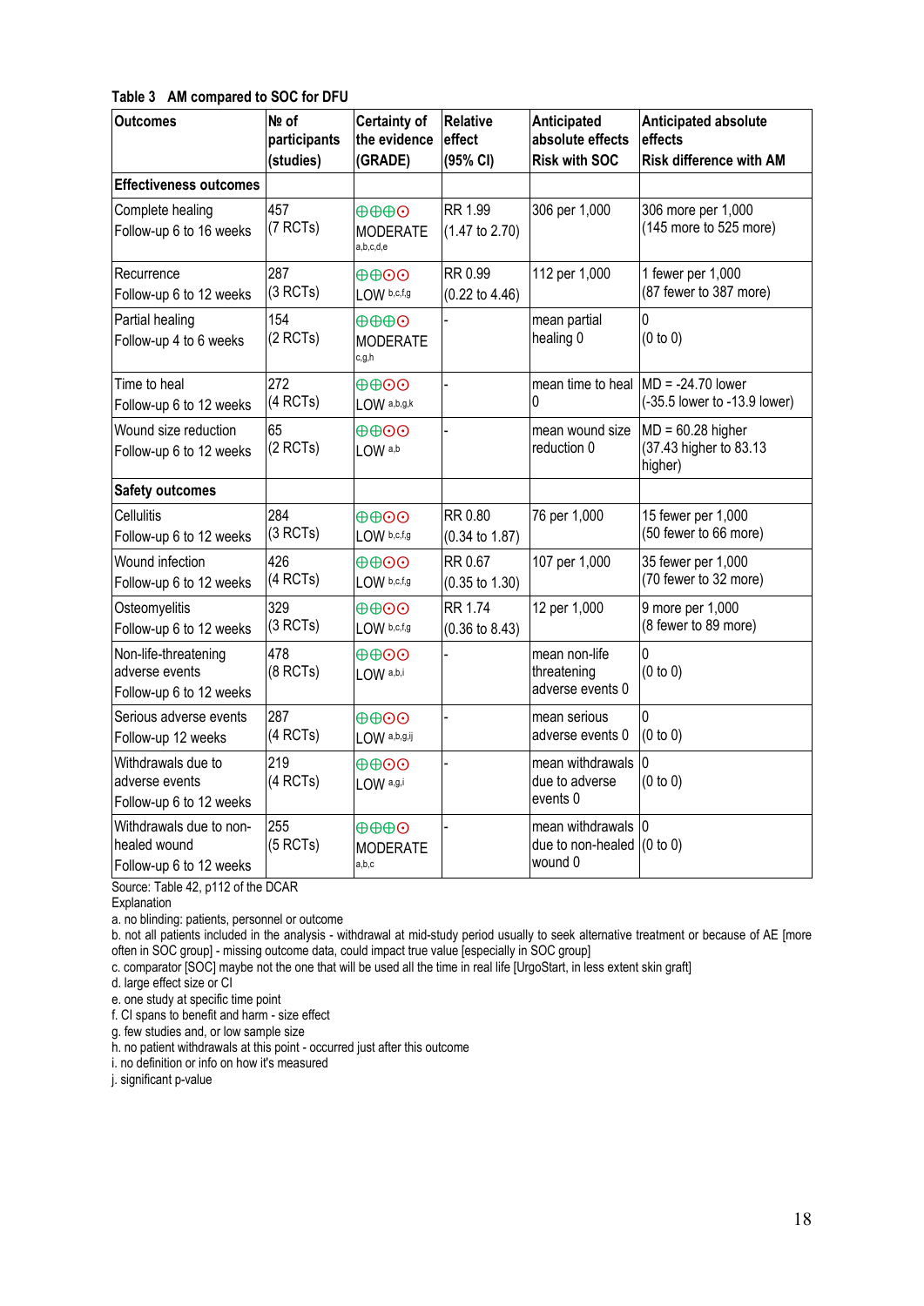**Table 3 AM compared to SOC for DFU**

| Outcomes | № of participants (studies) | Certainty of the evidence (GRADE) | Relative effect (95% CI) | Anticipated absolute effects Risk with SOC | Anticipated absolute effects Risk difference with AM |
|---|---|---|---|---|---|
| **Effectiveness outcomes** | | | | | |
| Complete healing Follow-up 6 to 16 weeks | 457 (7 RCTs) | ⊕⊕⊕⊙ MODERATE a,b,c,d,e | RR 1.99 (1.47 to 2.70) | 306 per 1,000 | 306 more per 1,000 (145 more to 525 more) |
| Recurrence Follow-up 6 to 12 weeks | 287 (3 RCTs) | ⊕⊕⊙⊙ LOW b,c,f,g | RR 0.99 (0.22 to 4.46) | 112 per 1,000 | 1 fewer per 1,000 (87 fewer to 387 more) |
| Partial healing Follow-up 4 to 6 weeks | 154 (2 RCTs) | ⊕⊕⊕⊙ MODERATE c,g,h | - | mean partial healing 0 | 0 (0 to 0) |
| Time to heal Follow-up 6 to 12 weeks | 272 (4 RCTs) | ⊕⊕⊙⊙ LOW a,b,g,k | - | mean time to heal 0 | MD = -24.70 lower (-35.5 lower to -13.9 lower) |
| Wound size reduction Follow-up 6 to 12 weeks | 65 (2 RCTs) | ⊕⊕⊙⊙ LOW a,b | - | mean wound size reduction 0 | MD = 60.28 higher (37.43 higher to 83.13 higher) |
| **Safety outcomes** | | | | | |
| Cellulitis Follow-up 6 to 12 weeks | 284 (3 RCTs) | ⊕⊕⊙⊙ LOW b,c,f,g | RR 0.80 (0.34 to 1.87) | 76 per 1,000 | 15 fewer per 1,000 (50 fewer to 66 more) |
| Wound infection Follow-up 6 to 12 weeks | 426 (4 RCTs) | ⊕⊕⊙⊙ LOW b,c,f,g | RR 0.67 (0.35 to 1.30) | 107 per 1,000 | 35 fewer per 1,000 (70 fewer to 32 more) |
| Osteomyelitis Follow-up 6 to 12 weeks | 329 (3 RCTs) | ⊕⊕⊙⊙ LOW b,c,f,g | RR 1.74 (0.36 to 8.43) | 12 per 1,000 | 9 more per 1,000 (8 fewer to 89 more) |
| Non-life-threatening adverse events Follow-up 6 to 12 weeks | 478 (8 RCTs) | ⊕⊕⊙⊙ LOW a,b,i | - | mean non-life threatening adverse events 0 | 0 (0 to 0) |
| Serious adverse events Follow-up 12 weeks | 287 (4 RCTs) | ⊕⊕⊙⊙ LOW a,b,g,i,j | - | mean serious adverse events 0 | 0 (0 to 0) |
| Withdrawals due to adverse events Follow-up 6 to 12 weeks | 219 (4 RCTs) | ⊕⊕⊙⊙ LOW a,g,i | - | mean withdrawals due to adverse events 0 | 0 (0 to 0) |
| Withdrawals due to non-healed wound Follow-up 6 to 12 weeks | 255 (5 RCTs) | ⊕⊕⊕⊙ MODERATE a,b,c | - | mean withdrawals due to non-healed wound 0 | 0 (0 to 0) |

Source: Table 42, p112 of the DCAR

Explanation

a. no blinding: patients, personnel or outcome

b. not all patients included in the analysis - withdrawal at mid-study period usually to seek alternative treatment or because of AE [more often in SOC group] - missing outcome data, could impact true value [especially in SOC group]

c. comparator [SOC] maybe not the one that will be used all the time in real life [UrgoStart, in less extent skin graft]

d. large effect size or CI

e. one study at specific time point

f. CI spans to benefit and harm - size effect

g. few studies and, or low sample size

h. no patient withdrawals at this point - occurred just after this outcome

i. no definition or info on how it's measured

j. significant p-value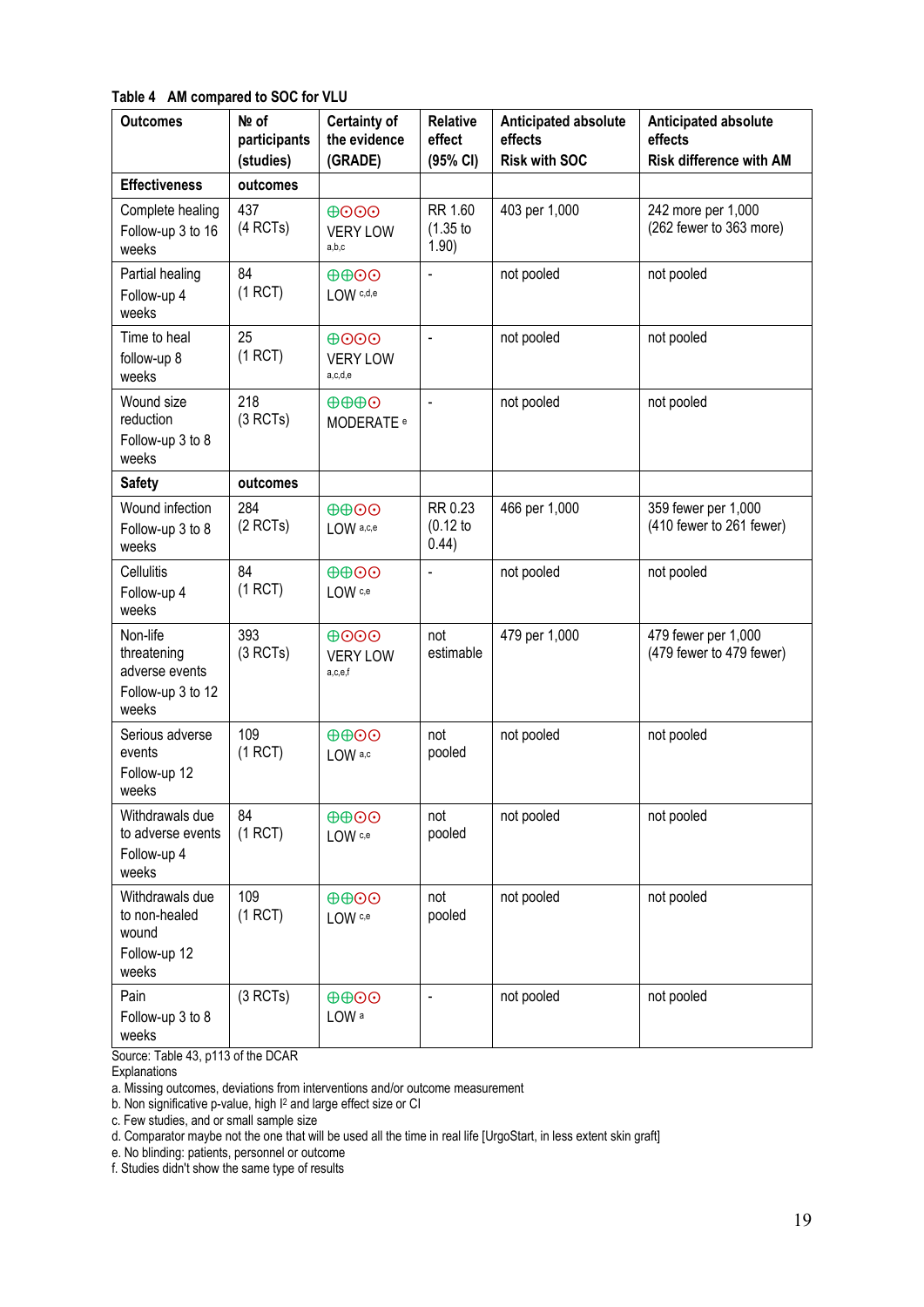**Table 4 AM compared to SOC for VLU**

| Outcomes | № of participants (studies) | Certainty of the evidence (GRADE) | Relative effect (95% CI) | Anticipated absolute effects Risk with SOC | Anticipated absolute effects Risk difference with AM |
|---|---|---|---|---|---|
| **Effectiveness** | **outcomes** | | | | |
| Complete healing Follow-up 3 to 16 weeks | 437 (4 RCTs) | ⊕⊙⊙⊙ VERY LOW [a,b,c] | RR 1.60 (1.35 to 1.90) | 403 per 1,000 | 242 more per 1,000 (262 fewer to 363 more) |
| Partial healing Follow-up 4 weeks | 84 (1 RCT) | ⊕⊕⊙⊙ LOW [c,d,e] | - | not pooled | not pooled |
| Time to heal follow-up 8 weeks | 25 (1 RCT) | ⊕⊙⊙⊙ VERY LOW [a,c,d,e] | - | not pooled | not pooled |
| Wound size reduction Follow-up 3 to 8 weeks | 218 (3 RCTs) | ⊕⊕⊕⊙ MODERATE [e] | - | not pooled | not pooled |
| **Safety** | **outcomes** | | | | |
| Wound infection Follow-up 3 to 8 weeks | 284 (2 RCTs) | ⊕⊕⊙⊙ LOW [a,c,e] | RR 0.23 (0.12 to 0.44) | 466 per 1,000 | 359 fewer per 1,000 (410 fewer to 261 fewer) |
| Cellulitis Follow-up 4 weeks | 84 (1 RCT) | ⊕⊕⊙⊙ LOW [c,e] | - | not pooled | not pooled |
| Non-life threatening adverse events Follow-up 3 to 12 weeks | 393 (3 RCTs) | ⊕⊙⊙⊙ VERY LOW [a,c,e,f] | not estimable | 479 per 1,000 | 479 fewer per 1,000 (479 fewer to 479 fewer) |
| Serious adverse events Follow-up 12 weeks | 109 (1 RCT) | ⊕⊕⊙⊙ LOW [a,c] | not pooled | not pooled | not pooled |
| Withdrawals due to adverse events Follow-up 4 weeks | 84 (1 RCT) | ⊕⊕⊙⊙ LOW [c,e] | not pooled | not pooled | not pooled |
| Withdrawals due to non-healed wound Follow-up 12 weeks | 109 (1 RCT) | ⊕⊕⊙⊙ LOW [c,e] | not pooled | not pooled | not pooled |
| Pain Follow-up 3 to 8 weeks | (3 RCTs) | ⊕⊕⊙⊙ LOW [a] | - | not pooled | not pooled |

Source: Table 43, p113 of the DCAR

Explanations

a. Missing outcomes, deviations from interventions and/or outcome measurement

b. Non significative p-value, high $I^2$ and large effect size or CI

c. Few studies, and or small sample size

d. Comparator maybe not the one that will be used all the time in real life [UrgoStart, in less extent skin graft]

e. No blinding: patients, personnel or outcome

f. Studies didn't show the same type of results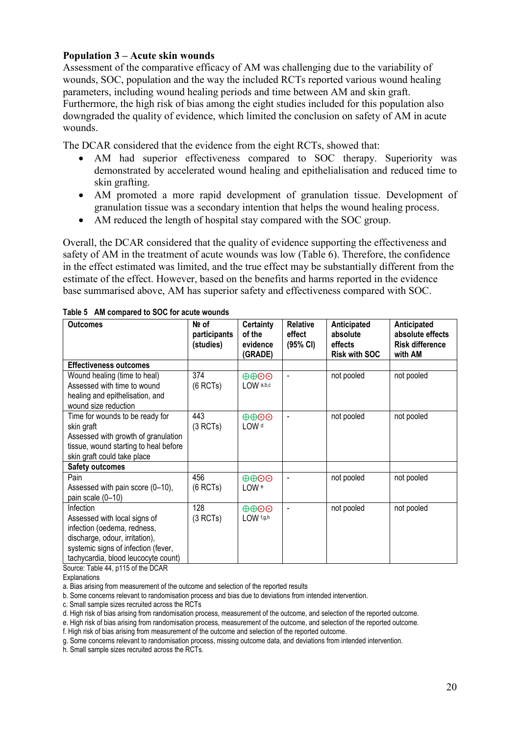**Population 3 – Acute skin wounds**

Assessment of the comparative efficacy of AM was challenging due to the variability of wounds, SOC, population and the way the included RCTs reported various wound healing parameters, including wound healing periods and time between AM and skin graft. Furthermore, the high risk of bias among the eight studies included for this population also downgraded the quality of evidence, which limited the conclusion on safety of AM in acute wounds.

The DCAR considered that the evidence from the eight RCTs, showed that:

- AM had superior effectiveness compared to SOC therapy. Superiority was demonstrated by accelerated wound healing and epithelialisation and reduced time to skin grafting.
- AM promoted a more rapid development of granulation tissue. Development of granulation tissue was a secondary intention that helps the wound healing process.
- AM reduced the length of hospital stay compared with the SOC group.

Overall, the DCAR considered that the quality of evidence supporting the effectiveness and safety of AM in the treatment of acute wounds was low (Table 6). Therefore, the confidence in the effect estimated was limited, and the true effect may be substantially different from the estimate of the effect. However, based on the benefits and harms reported in the evidence base summarised above, AM has superior safety and effectiveness compared with SOC.

**Table 5 AM compared to SOC for acute wounds**

| Outcomes | № of participants (studies) | Certainty of the evidence (GRADE) | Relative effect (95% CI) | Anticipated absolute effects Risk with SOC | Anticipated absolute effects Risk difference with AM |
|---|---|---|---|---|---|
| **Effectiveness outcomes** | | | | | |
| Wound healing (time to heal) Assessed with time to wound healing and epithelisation, and wound size reduction | 374 (6 RCTs) | ⊕⊕◯◯ LOW [a,b,c] | - | not pooled | not pooled |
| Time for wounds to be ready for skin graft Assessed with growth of granulation tissue, wound starting to heal before skin graft could take place | 443 (3 RCTs) | ⊕⊕◯◯ LOW [d] | - | not pooled | not pooled |
| **Safety outcomes** | | | | | |
| Pain Assessed with pain score (0–10), pain scale (0–10) | 456 (6 RCTs) | ⊕⊕◯◯ LOW [e] | - | not pooled | not pooled |
| Infection Assessed with local signs of infection (oedema, redness, discharge, odour, irritation), systemic signs of infection (fever, tachycardia, blood leucocyte count) | 128 (3 RCTs) | ⊕⊕◯◯ LOW [f,g,h] | - | not pooled | not pooled |

Source: Table 44, p115 of the DCAR

Explanations

a. Bias arising from measurement of the outcome and selection of the reported results

b. Some concerns relevant to randomisation process and bias due to deviations from intended intervention.

c. Small sample sizes recruited across the RCTs

d. High risk of bias arising from randomisation process, measurement of the outcome, and selection of the reported outcome.

e. High risk of bias arising from randomisation process, measurement of the outcome, and selection of the reported outcome.

f. High risk of bias arising from measurement of the outcome and selection of the reported outcome.

g. Some concerns relevant to randomisation process, missing outcome data, and deviations from intended intervention.

h. Small sample sizes recruited across the RCTs.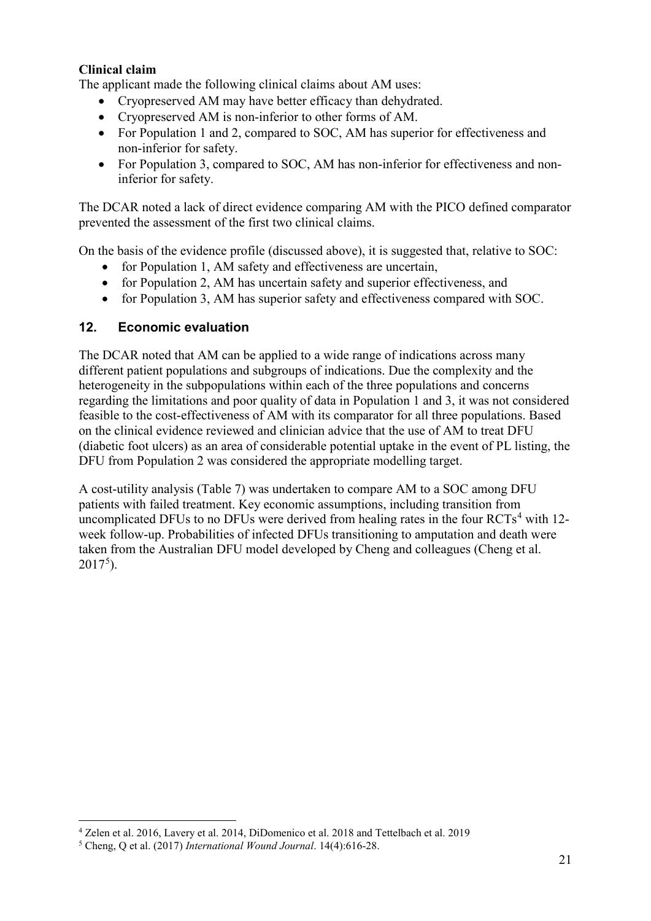**Clinical claim**

The applicant made the following clinical claims about AM uses:

- Cryopreserved AM may have better efficacy than dehydrated.
- Cryopreserved AM is non-inferior to other forms of AM.
- For Population 1 and 2, compared to SOC, AM has superior for effectiveness and non-inferior for safety.
- For Population 3, compared to SOC, AM has non-inferior for effectiveness and non-inferior for safety.

The DCAR noted a lack of direct evidence comparing AM with the PICO defined comparator prevented the assessment of the first two clinical claims.

On the basis of the evidence profile (discussed above), it is suggested that, relative to SOC:

- for Population 1, AM safety and effectiveness are uncertain,
- for Population 2, AM has uncertain safety and superior effectiveness, and
- for Population 3, AM has superior safety and effectiveness compared with SOC.

## 12. Economic evaluation

The DCAR noted that AM can be applied to a wide range of indications across many different patient populations and subgroups of indications. Due the complexity and the heterogeneity in the subpopulations within each of the three populations and concerns regarding the limitations and poor quality of data in Population 1 and 3, it was not considered feasible to the cost-effectiveness of AM with its comparator for all three populations. Based on the clinical evidence reviewed and clinician advice that the use of AM to treat DFU (diabetic foot ulcers) as an area of considerable potential uptake in the event of PL listing, the DFU from Population 2 was considered the appropriate modelling target.

A cost-utility analysis (Table 7) was undertaken to compare AM to a SOC among DFU patients with failed treatment. Key economic assumptions, including transition from uncomplicated DFUs to no DFUs were derived from healing rates in the four RCTs[4] with 12-week follow-up. Probabilities of infected DFUs transitioning to amputation and death were taken from the Australian DFU model developed by Cheng and colleagues (Cheng et al. 2017[5]).

---

[4] Zelen et al. 2016, Lavery et al. 2014, DiDomenico et al. 2018 and Tettelbach et al. 2019

[5] Cheng, Q et al. (2017) *International Wound Journal*. 14(4):616-28.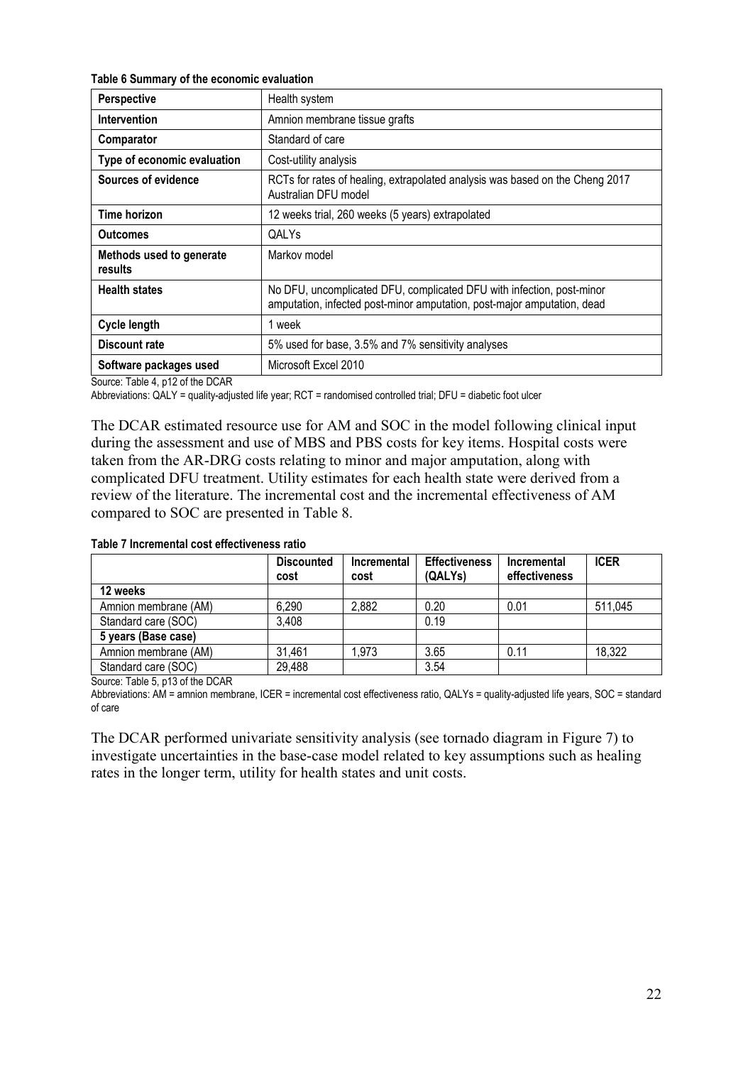**Table 6 Summary of the economic evaluation**

| Perspective | Health system |
|---|---|
| **Intervention** | Amnion membrane tissue grafts |
| **Comparator** | Standard of care |
| **Type of economic evaluation** | Cost-utility analysis |
| **Sources of evidence** | RCTs for rates of healing, extrapolated analysis was based on the Cheng 2017 Australian DFU model |
| **Time horizon** | 12 weeks trial, 260 weeks (5 years) extrapolated |
| **Outcomes** | QALYs |
| **Methods used to generate results** | Markov model |
| **Health states** | No DFU, uncomplicated DFU, complicated DFU with infection, post-minor amputation, infected post-minor amputation, post-major amputation, dead |
| **Cycle length** | 1 week |
| **Discount rate** | 5% used for base, 3.5% and 7% sensitivity analyses |
| **Software packages used** | Microsoft Excel 2010 |

Source: Table 4, p12 of the DCAR

Abbreviations: QALY = quality-adjusted life year; RCT = randomised controlled trial; DFU = diabetic foot ulcer

The DCAR estimated resource use for AM and SOC in the model following clinical input during the assessment and use of MBS and PBS costs for key items. Hospital costs were taken from the AR-DRG costs relating to minor and major amputation, along with complicated DFU treatment. Utility estimates for each health state were derived from a review of the literature. The incremental cost and the incremental effectiveness of AM compared to SOC are presented in Table 8.

**Table 7 Incremental cost effectiveness ratio**

| | Discounted cost | Incremental cost | Effectiveness (QALYs) | Incremental effectiveness | ICER |
|---|---|---|---|---|---|
| **12 weeks** | | | | | |
| Amnion membrane (AM) | 6,290 | 2,882 | 0.20 | 0.01 | 511,045 |
| Standard care (SOC) | 3,408 | | 0.19 | | |
| **5 years (Base case)** | | | | | |
| Amnion membrane (AM) | 31,461 | 1,973 | 3.65 | 0.11 | 18,322 |
| Standard care (SOC) | 29,488 | | 3.54 | | |

Source: Table 5, p13 of the DCAR

Abbreviations: AM = amnion membrane, ICER = incremental cost effectiveness ratio, QALYs = quality-adjusted life years, SOC = standard of care

The DCAR performed univariate sensitivity analysis (see tornado diagram in Figure 7) to investigate uncertainties in the base-case model related to key assumptions such as healing rates in the longer term, utility for health states and unit costs.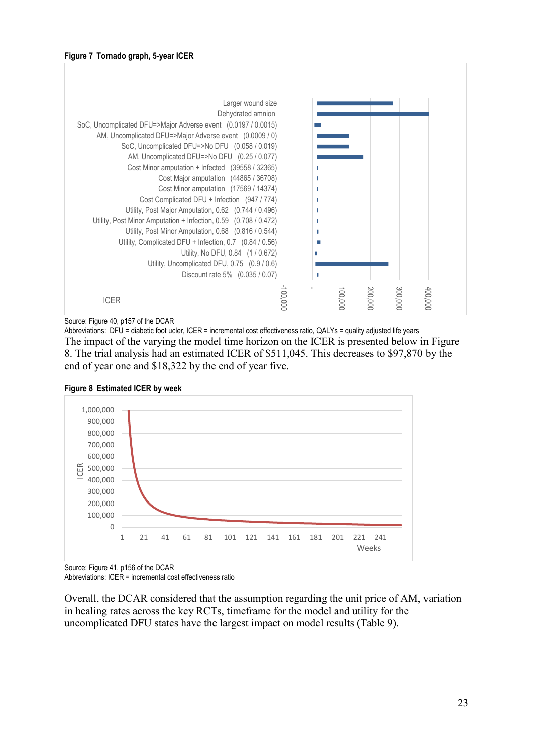**Figure 7 Tornado graph, 5-year ICER**

Source: Figure 40, p157 of the DCAR

Abbreviations: DFU = diabetic foot ucler, ICER = incremental cost effectiveness ratio, QALYs = quality adjusted life years

The impact of the varying the model time horizon on the ICER is presented below in Figure 8. The trial analysis had an estimated ICER of $511,045. This decreases to $97,870 by the end of year one and $18,322 by the end of year five.

**Figure 8 Estimated ICER by week**

Source: Figure 41, p156 of the DCAR

Abbreviations: ICER = incremental cost effectiveness ratio

Overall, the DCAR considered that the assumption regarding the unit price of AM, variation in healing rates across the key RCTs, timeframe for the model and utility for the uncomplicated DFU states have the largest impact on model results (Table 9).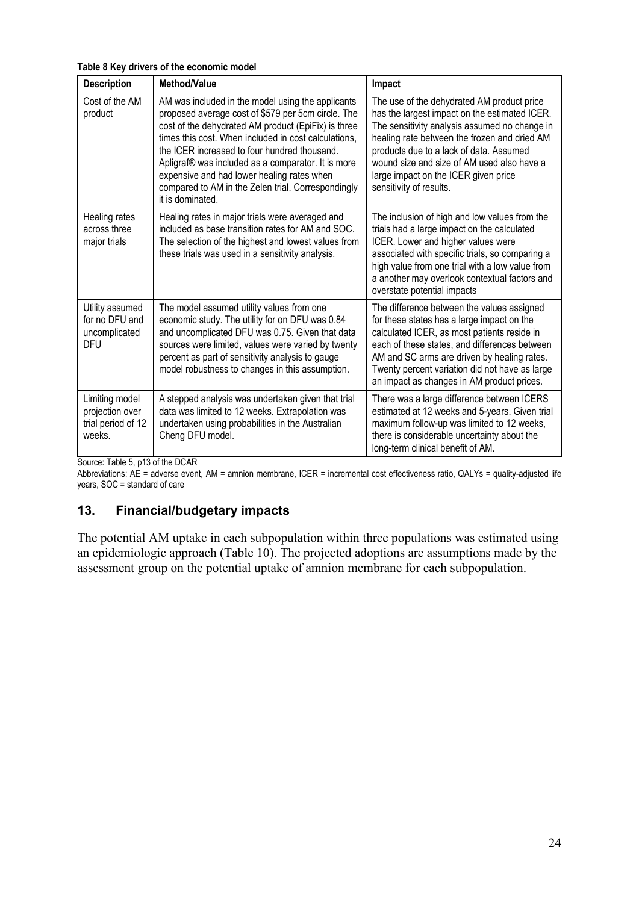**Table 8 Key drivers of the economic model**

| Description | Method/Value | Impact |
|---|---|---|
| Cost of the AM product | AM was included in the model using the applicants proposed average cost of $579 per 5cm circle. The cost of the dehydrated AM product (EpiFix) is three times this cost. When included in cost calculations, the ICER increased to four hundred thousand. Apligraf® was included as a comparator. It is more expensive and had lower healing rates when compared to AM in the Zelen trial. Correspondingly it is dominated. | The use of the dehydrated AM product price has the largest impact on the estimated ICER. The sensitivity analysis assumed no change in healing rate between the frozen and dried AM products due to a lack of data. Assumed wound size and size of AM used also have a large impact on the ICER given price sensitivity of results. |
| Healing rates across three major trials | Healing rates in major trials were averaged and included as base transition rates for AM and SOC. The selection of the highest and lowest values from these trials was used in a sensitivity analysis. | The inclusion of high and low values from the trials had a large impact on the calculated ICER. Lower and higher values were associated with specific trials, so comparing a high value from one trial with a low value from a another may overlook contextual factors and overstate potential impacts |
| Utility assumed for no DFU and uncomplicated DFU | The model assumed utility values from one economic study. The utility for on DFU was 0.84 and uncomplicated DFU was 0.75. Given that data sources were limited, values were varied by twenty percent as part of sensitivity analysis to gauge model robustness to changes in this assumption. | The difference between the values assigned for these states has a large impact on the calculated ICER, as most patients reside in each of these states, and differences between AM and SC arms are driven by healing rates. Twenty percent variation did not have as large an impact as changes in AM product prices. |
| Limiting model projection over trial period of 12 weeks. | A stepped analysis was undertaken given that trial data was limited to 12 weeks. Extrapolation was undertaken using probabilities in the Australian Cheng DFU model. | There was a large difference between ICERS estimated at 12 weeks and 5-years. Given trial maximum follow-up was limited to 12 weeks, there is considerable uncertainty about the long-term clinical benefit of AM. |

Source: Table 5, p13 of the DCAR

Abbreviations: AE = adverse event, AM = amnion membrane, ICER = incremental cost effectiveness ratio, QALYs = quality-adjusted life years, SOC = standard of care

## 13. Financial/budgetary impacts

The potential AM uptake in each subpopulation within three populations was estimated using an epidemiologic approach (Table 10). The projected adoptions are assumptions made by the assessment group on the potential uptake of amnion membrane for each subpopulation.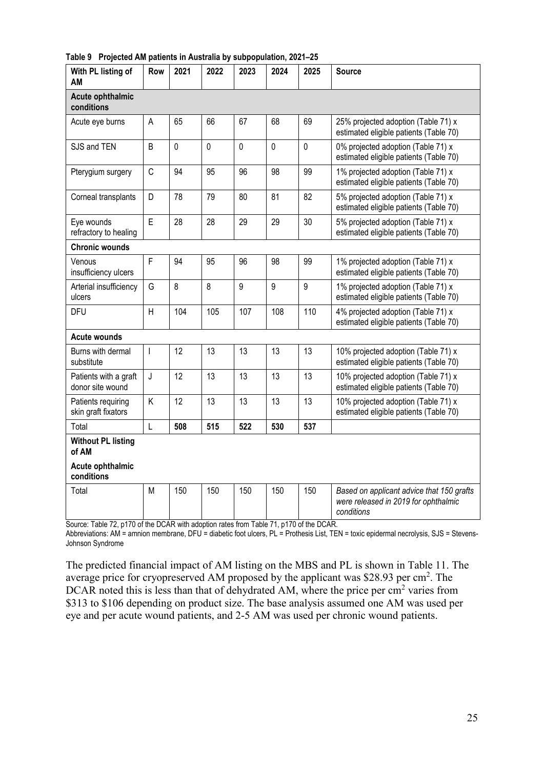**Table 9 Projected AM patients in Australia by subpopulation, 2021–25**

| With PL listing of AM | Row | 2021 | 2022 | 2023 | 2024 | 2025 | Source |
|---|---|---|---|---|---|---|---|
| **Acute ophthalmic conditions** | | | | | | | |
| Acute eye burns | A | 65 | 66 | 67 | 68 | 69 | 25% projected adoption (Table 71) x estimated eligible patients (Table 70) |
| SJS and TEN | B | 0 | 0 | 0 | 0 | 0 | 0% projected adoption (Table 71) x estimated eligible patients (Table 70) |
| Pterygium surgery | C | 94 | 95 | 96 | 98 | 99 | 1% projected adoption (Table 71) x estimated eligible patients (Table 70) |
| Corneal transplants | D | 78 | 79 | 80 | 81 | 82 | 5% projected adoption (Table 71) x estimated eligible patients (Table 70) |
| Eye wounds refractory to healing | E | 28 | 28 | 29 | 29 | 30 | 5% projected adoption (Table 71) x estimated eligible patients (Table 70) |
| **Chronic wounds** | | | | | | | |
| Venous insufficiency ulcers | F | 94 | 95 | 96 | 98 | 99 | 1% projected adoption (Table 71) x estimated eligible patients (Table 70) |
| Arterial insufficiency ulcers | G | 8 | 8 | 9 | 9 | 9 | 1% projected adoption (Table 71) x estimated eligible patients (Table 70) |
| DFU | H | 104 | 105 | 107 | 108 | 110 | 4% projected adoption (Table 71) x estimated eligible patients (Table 70) |
| **Acute wounds** | | | | | | | |
| Burns with dermal substitute | I | 12 | 13 | 13 | 13 | 13 | 10% projected adoption (Table 71) x estimated eligible patients (Table 70) |
| Patients with a graft donor site wound | J | 12 | 13 | 13 | 13 | 13 | 10% projected adoption (Table 71) x estimated eligible patients (Table 70) |
| Patients requiring skin graft fixators | K | 12 | 13 | 13 | 13 | 13 | 10% projected adoption (Table 71) x estimated eligible patients (Table 70) |
| Total | L | **508** | **515** | **522** | **530** | **537** | |
| **Without PL listing of AM** | | | | | | | |
| **Acute ophthalmic conditions** | | | | | | | |
| Total | M | 150 | 150 | 150 | 150 | 150 | *Based on applicant advice that 150 grafts were released in 2019 for ophthalmic conditions* |

Source: Table 72, p170 of the DCAR with adoption rates from Table 71, p170 of the DCAR.
Abbreviations: AM = amnion membrane, DFU = diabetic foot ulcers, PL = Prothesis List, TEN = toxic epidermal necrolysis, SJS = Stevens-Johnson Syndrome

The predicted financial impact of AM listing on the MBS and PL is shown in Table 11. The average price for cryopreserved AM proposed by the applicant was \$28.93 per $cm^2$. The DCAR noted this is less than that of dehydrated AM, where the price per $cm^2$ varies from \$313 to \$106 depending on product size. The base analysis assumed one AM was used per eye and per acute wound patients, and 2-5 AM was used per chronic wound patients.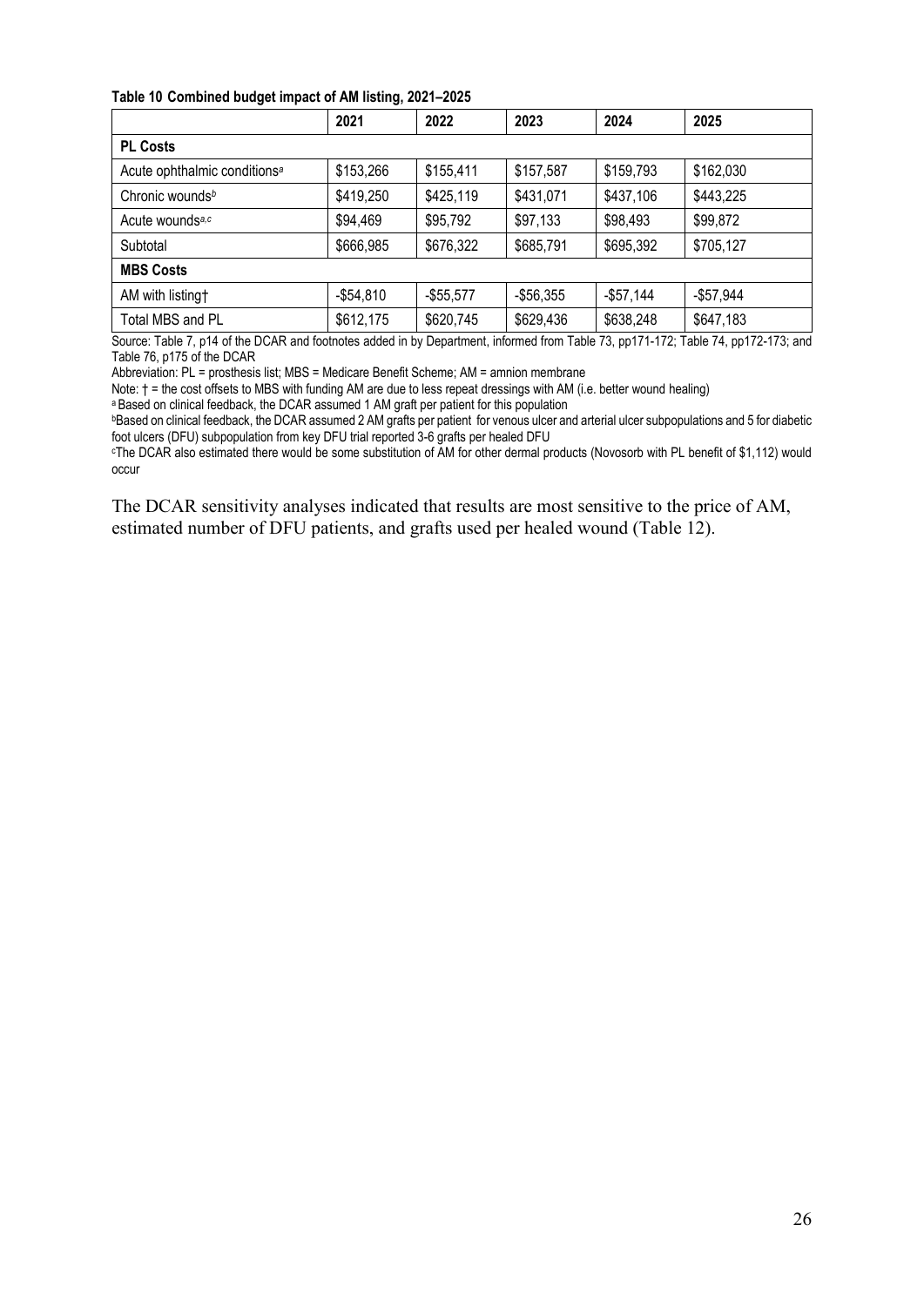**Table 10 Combined budget impact of AM listing, 2021–2025**

| | 2021 | 2022 | 2023 | 2024 | 2025 |
|---|---|---|---|---|---|
| **PL Costs** | | | | | |
| Acute ophthalmic conditions[a] | $153,266 | $155,411 | $157,587 | $159,793 | $162,030 |
| Chronic wounds[b] | $419,250 | $425,119 | $431,071 | $437,106 | $443,225 |
| Acute wounds[a,c] | $94,469 | $95,792 | $97,133 | $98,493 | $99,872 |
| Subtotal | $666,985 | $676,322 | $685,791 | $695,392 | $705,127 |
| **MBS Costs** | | | | | |
| AM with listing† | -$54,810 | -$55,577 | -$56,355 | -$57,144 | -$57,944 |
| Total MBS and PL | $612,175 | $620,745 | $629,436 | $638,248 | $647,183 |

Source: Table 7, p14 of the DCAR and footnotes added in by Department, informed from Table 73, pp171-172; Table 74, pp172-173; and Table 76, p175 of the DCAR

Abbreviation: PL = prosthesis list; MBS = Medicare Benefit Scheme; AM = amnion membrane

Note: † = the cost offsets to MBS with funding AM are due to less repeat dressings with AM (i.e. better wound healing)

[a] Based on clinical feedback, the DCAR assumed 1 AM graft per patient for this population

[b] Based on clinical feedback, the DCAR assumed 2 AM grafts per patient for venous ulcer and arterial ulcer subpopulations and 5 for diabetic foot ulcers (DFU) subpopulation from key DFU trial reported 3-6 grafts per healed DFU

[c] The DCAR also estimated there would be some substitution of AM for other dermal products (Novosorb with PL benefit of $1,112) would occur

The DCAR sensitivity analyses indicated that results are most sensitive to the price of AM, estimated number of DFU patients, and grafts used per healed wound (Table 12).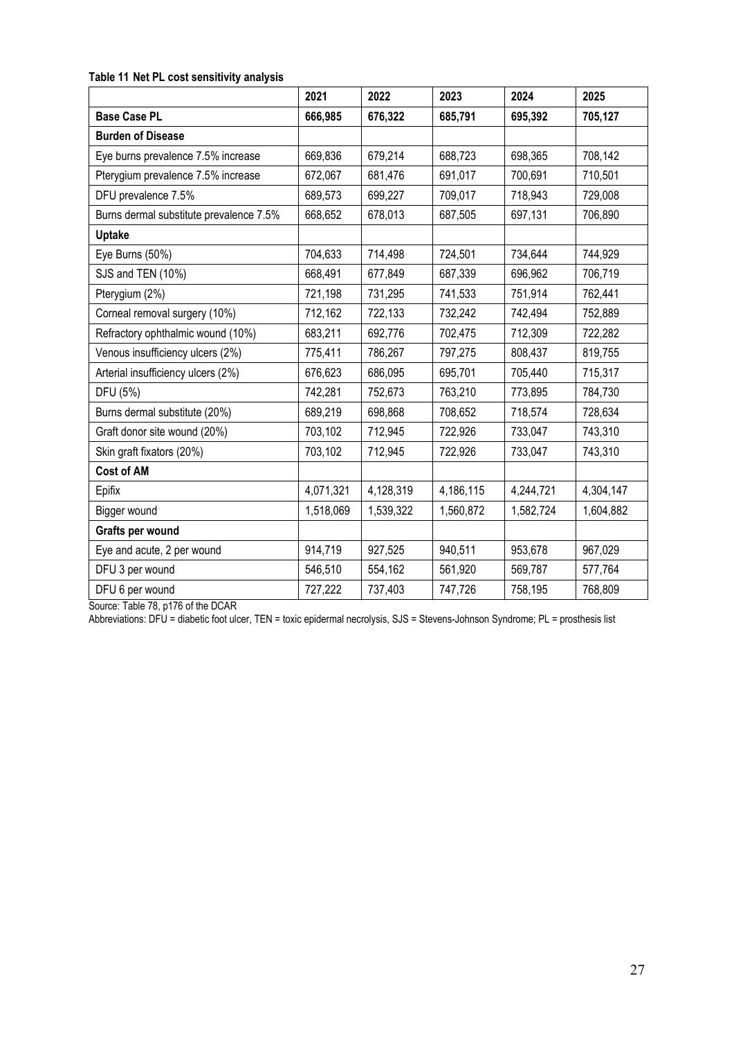**Table 11 Net PL cost sensitivity analysis**

| | 2021 | 2022 | 2023 | 2024 | 2025 |
|---|---|---|---|---|---|
| **Base Case PL** | **666,985** | **676,322** | **685,791** | **695,392** | **705,127** |
| **Burden of Disease** | | | | | |
| Eye burns prevalence 7.5% increase | 669,836 | 679,214 | 688,723 | 698,365 | 708,142 |
| Pterygium prevalence 7.5% increase | 672,067 | 681,476 | 691,017 | 700,691 | 710,501 |
| DFU prevalence 7.5% | 689,573 | 699,227 | 709,017 | 718,943 | 729,008 |
| Burns dermal substitute prevalence 7.5% | 668,652 | 678,013 | 687,505 | 697,131 | 706,890 |
| **Uptake** | | | | | |
| Eye Burns (50%) | 704,633 | 714,498 | 724,501 | 734,644 | 744,929 |
| SJS and TEN (10%) | 668,491 | 677,849 | 687,339 | 696,962 | 706,719 |
| Pterygium (2%) | 721,198 | 731,295 | 741,533 | 751,914 | 762,441 |
| Corneal removal surgery (10%) | 712,162 | 722,133 | 732,242 | 742,494 | 752,889 |
| Refractory ophthalmic wound (10%) | 683,211 | 692,776 | 702,475 | 712,309 | 722,282 |
| Venous insufficiency ulcers (2%) | 775,411 | 786,267 | 797,275 | 808,437 | 819,755 |
| Arterial insufficiency ulcers (2%) | 676,623 | 686,095 | 695,701 | 705,440 | 715,317 |
| DFU (5%) | 742,281 | 752,673 | 763,210 | 773,895 | 784,730 |
| Burns dermal substitute (20%) | 689,219 | 698,868 | 708,652 | 718,574 | 728,634 |
| Graft donor site wound (20%) | 703,102 | 712,945 | 722,926 | 733,047 | 743,310 |
| Skin graft fixators (20%) | 703,102 | 712,945 | 722,926 | 733,047 | 743,310 |
| **Cost of AM** | | | | | |
| Epifix | 4,071,321 | 4,128,319 | 4,186,115 | 4,244,721 | 4,304,147 |
| Bigger wound | 1,518,069 | 1,539,322 | 1,560,872 | 1,582,724 | 1,604,882 |
| **Grafts per wound** | | | | | |
| Eye and acute, 2 per wound | 914,719 | 927,525 | 940,511 | 953,678 | 967,029 |
| DFU 3 per wound | 546,510 | 554,162 | 561,920 | 569,787 | 577,764 |
| DFU 6 per wound | 727,222 | 737,403 | 747,726 | 758,195 | 768,809 |

Source: Table 78, p176 of the DCAR

Abbreviations: DFU = diabetic foot ulcer, TEN = toxic epidermal necrolysis, SJS = Stevens-Johnson Syndrome; PL = prosthesis list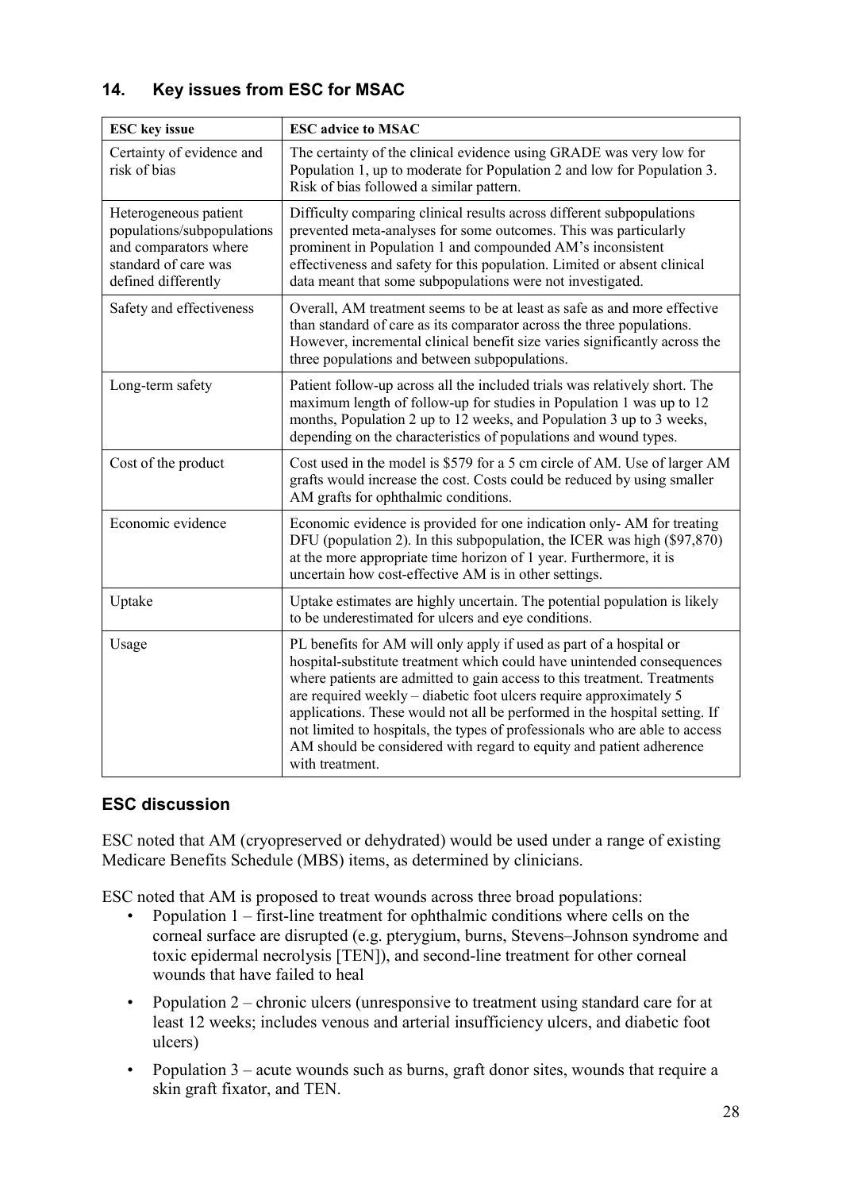## 14. Key issues from ESC for MSAC

| ESC key issue | ESC advice to MSAC |
|---|---|
| Certainty of evidence and risk of bias | The certainty of the clinical evidence using GRADE was very low for Population 1, up to moderate for Population 2 and low for Population 3. Risk of bias followed a similar pattern. |
| Heterogeneous patient populations/subpopulations and comparators where standard of care was defined differently | Difficulty comparing clinical results across different subpopulations prevented meta-analyses for some outcomes. This was particularly prominent in Population 1 and compounded AM's inconsistent effectiveness and safety for this population. Limited or absent clinical data meant that some subpopulations were not investigated. |
| Safety and effectiveness | Overall, AM treatment seems to be at least as safe as and more effective than standard of care as its comparator across the three populations. However, incremental clinical benefit size varies significantly across the three populations and between subpopulations. |
| Long-term safety | Patient follow-up across all the included trials was relatively short. The maximum length of follow-up for studies in Population 1 was up to 12 months, Population 2 up to 12 weeks, and Population 3 up to 3 weeks, depending on the characteristics of populations and wound types. |
| Cost of the product | Cost used in the model is $579 for a 5 cm circle of AM. Use of larger AM grafts would increase the cost. Costs could be reduced by using smaller AM grafts for ophthalmic conditions. |
| Economic evidence | Economic evidence is provided for one indication only- AM for treating DFU (population 2). In this subpopulation, the ICER was high ($97,870) at the more appropriate time horizon of 1 year. Furthermore, it is uncertain how cost-effective AM is in other settings. |
| Uptake | Uptake estimates are highly uncertain. The potential population is likely to be underestimated for ulcers and eye conditions. |
| Usage | PL benefits for AM will only apply if used as part of a hospital or hospital-substitute treatment which could have unintended consequences where patients are admitted to gain access to this treatment. Treatments are required weekly – diabetic foot ulcers require approximately 5 applications. These would not all be performed in the hospital setting. If not limited to hospitals, the types of professionals who are able to access AM should be considered with regard to equity and patient adherence with treatment. |

### ESC discussion

ESC noted that AM (cryopreserved or dehydrated) would be used under a range of existing Medicare Benefits Schedule (MBS) items, as determined by clinicians.

ESC noted that AM is proposed to treat wounds across three broad populations:

- Population 1 – first-line treatment for ophthalmic conditions where cells on the corneal surface are disrupted (e.g. pterygium, burns, Stevens–Johnson syndrome and toxic epidermal necrolysis [TEN]), and second-line treatment for other corneal wounds that have failed to heal
- Population 2 – chronic ulcers (unresponsive to treatment using standard care for at least 12 weeks; includes venous and arterial insufficiency ulcers, and diabetic foot ulcers)
- Population 3 – acute wounds such as burns, graft donor sites, wounds that require a skin graft fixator, and TEN.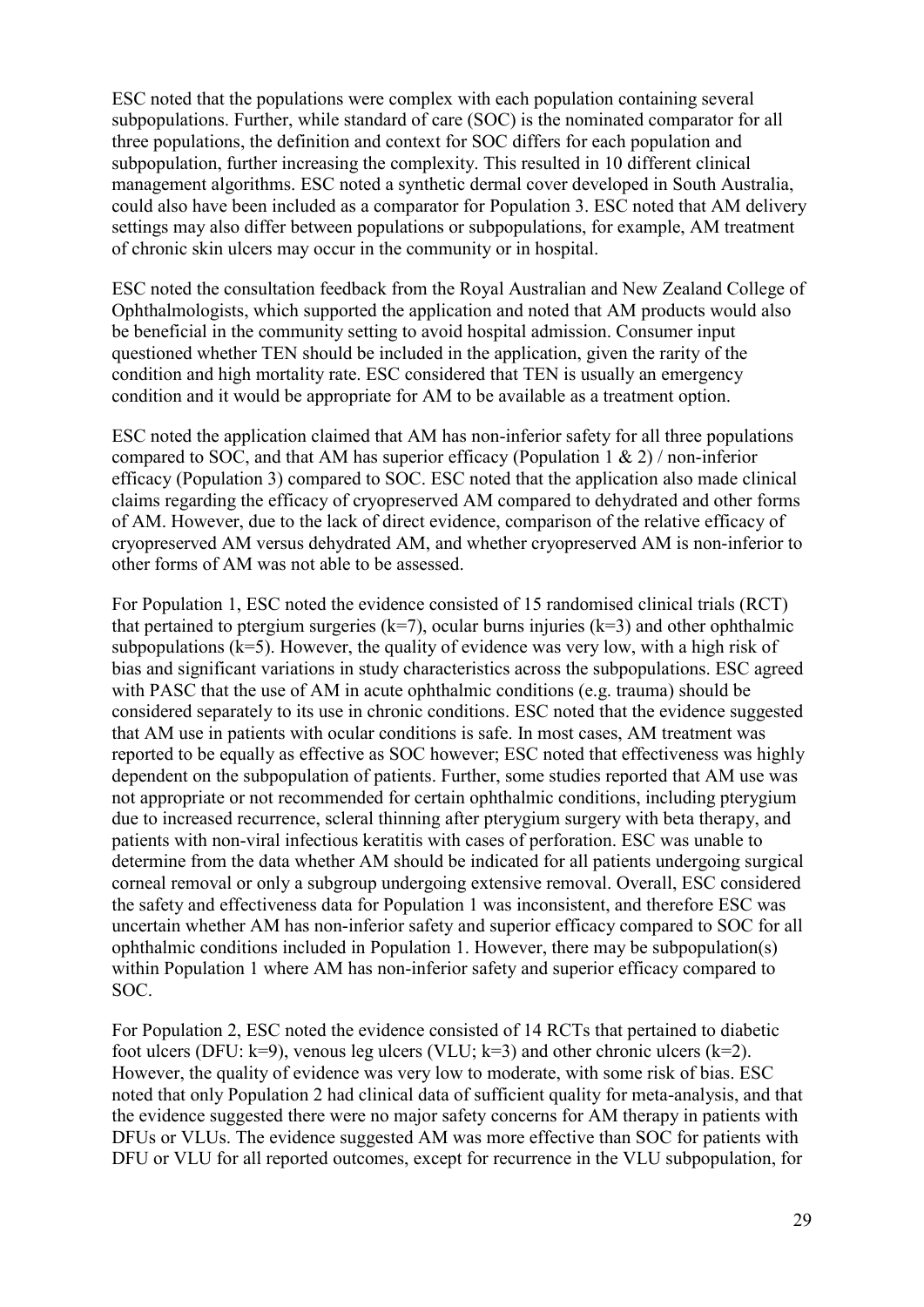ESC noted that the populations were complex with each population containing several subpopulations. Further, while standard of care (SOC) is the nominated comparator for all three populations, the definition and context for SOC differs for each population and subpopulation, further increasing the complexity. This resulted in 10 different clinical management algorithms. ESC noted a synthetic dermal cover developed in South Australia, could also have been included as a comparator for Population 3. ESC noted that AM delivery settings may also differ between populations or subpopulations, for example, AM treatment of chronic skin ulcers may occur in the community or in hospital.

ESC noted the consultation feedback from the Royal Australian and New Zealand College of Ophthalmologists, which supported the application and noted that AM products would also be beneficial in the community setting to avoid hospital admission. Consumer input questioned whether TEN should be included in the application, given the rarity of the condition and high mortality rate. ESC considered that TEN is usually an emergency condition and it would be appropriate for AM to be available as a treatment option.

ESC noted the application claimed that AM has non-inferior safety for all three populations compared to SOC, and that AM has superior efficacy (Population 1 & 2) / non-inferior efficacy (Population 3) compared to SOC. ESC noted that the application also made clinical claims regarding the efficacy of cryopreserved AM compared to dehydrated and other forms of AM. However, due to the lack of direct evidence, comparison of the relative efficacy of cryopreserved AM versus dehydrated AM, and whether cryopreserved AM is non-inferior to other forms of AM was not able to be assessed.

For Population 1, ESC noted the evidence consisted of 15 randomised clinical trials (RCT) that pertained to ptergium surgeries (k=7), ocular burns injuries (k=3) and other ophthalmic subpopulations (k=5). However, the quality of evidence was very low, with a high risk of bias and significant variations in study characteristics across the subpopulations. ESC agreed with PASC that the use of AM in acute ophthalmic conditions (e.g. trauma) should be considered separately to its use in chronic conditions. ESC noted that the evidence suggested that AM use in patients with ocular conditions is safe. In most cases, AM treatment was reported to be equally as effective as SOC however; ESC noted that effectiveness was highly dependent on the subpopulation of patients. Further, some studies reported that AM use was not appropriate or not recommended for certain ophthalmic conditions, including pterygium due to increased recurrence, scleral thinning after pterygium surgery with beta therapy, and patients with non-viral infectious keratitis with cases of perforation. ESC was unable to determine from the data whether AM should be indicated for all patients undergoing surgical corneal removal or only a subgroup undergoing extensive removal. Overall, ESC considered the safety and effectiveness data for Population 1 was inconsistent, and therefore ESC was uncertain whether AM has non-inferior safety and superior efficacy compared to SOC for all ophthalmic conditions included in Population 1. However, there may be subpopulation(s) within Population 1 where AM has non-inferior safety and superior efficacy compared to SOC.

For Population 2, ESC noted the evidence consisted of 14 RCTs that pertained to diabetic foot ulcers (DFU: k=9), venous leg ulcers (VLU; k=3) and other chronic ulcers (k=2). However, the quality of evidence was very low to moderate, with some risk of bias. ESC noted that only Population 2 had clinical data of sufficient quality for meta-analysis, and that the evidence suggested there were no major safety concerns for AM therapy in patients with DFUs or VLUs. The evidence suggested AM was more effective than SOC for patients with DFU or VLU for all reported outcomes, except for recurrence in the VLU subpopulation, for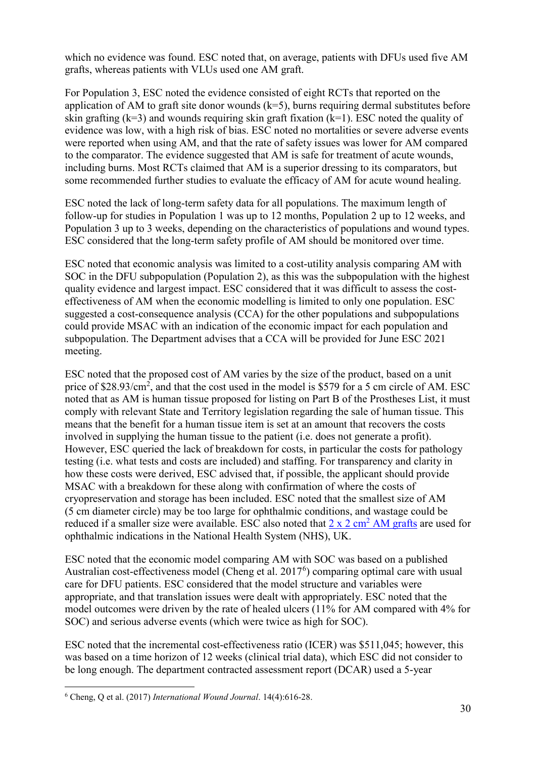which no evidence was found. ESC noted that, on average, patients with DFUs used five AM grafts, whereas patients with VLUs used one AM graft.

For Population 3, ESC noted the evidence consisted of eight RCTs that reported on the application of AM to graft site donor wounds (k=5), burns requiring dermal substitutes before skin grafting (k=3) and wounds requiring skin graft fixation (k=1). ESC noted the quality of evidence was low, with a high risk of bias. ESC noted no mortalities or severe adverse events were reported when using AM, and that the rate of safety issues was lower for AM compared to the comparator. The evidence suggested that AM is safe for treatment of acute wounds, including burns. Most RCTs claimed that AM is a superior dressing to its comparators, but some recommended further studies to evaluate the efficacy of AM for acute wound healing.

ESC noted the lack of long-term safety data for all populations. The maximum length of follow-up for studies in Population 1 was up to 12 months, Population 2 up to 12 weeks, and Population 3 up to 3 weeks, depending on the characteristics of populations and wound types. ESC considered that the long-term safety profile of AM should be monitored over time.

ESC noted that economic analysis was limited to a cost-utility analysis comparing AM with SOC in the DFU subpopulation (Population 2), as this was the subpopulation with the highest quality evidence and largest impact. ESC considered that it was difficult to assess the cost-effectiveness of AM when the economic modelling is limited to only one population. ESC suggested a cost-consequence analysis (CCA) for the other populations and subpopulations could provide MSAC with an indication of the economic impact for each population and subpopulation. The Department advises that a CCA will be provided for June ESC 2021 meeting.

ESC noted that the proposed cost of AM varies by the size of the product, based on a unit price of $28.93/cm$^2$, and that the cost used in the model is $579 for a 5 cm circle of AM. ESC noted that as AM is human tissue proposed for listing on Part B of the Prostheses List, it must comply with relevant State and Territory legislation regarding the sale of human tissue. This means that the benefit for a human tissue item is set at an amount that recovers the costs involved in supplying the human tissue to the patient (i.e. does not generate a profit). However, ESC queried the lack of breakdown for costs, in particular the costs for pathology testing (i.e. what tests and costs are included) and staffing. For transparency and clarity in how these costs were derived, ESC advised that, if possible, the applicant should provide MSAC with a breakdown for these along with confirmation of where the costs of cryopreservation and storage has been included. ESC noted that the smallest size of AM (5 cm diameter circle) may be too large for ophthalmic conditions, and wastage could be reduced if a smaller size were available. ESC also noted that 2 x 2 cm$^2$ AM grafts are used for ophthalmic indications in the National Health System (NHS), UK.

ESC noted that the economic model comparing AM with SOC was based on a published Australian cost-effectiveness model (Cheng et al. 2017[6]) comparing optimal care with usual care for DFU patients. ESC considered that the model structure and variables were appropriate, and that translation issues were dealt with appropriately. ESC noted that the model outcomes were driven by the rate of healed ulcers (11% for AM compared with 4% for SOC) and serious adverse events (which were twice as high for SOC).

ESC noted that the incremental cost-effectiveness ratio (ICER) was $511,045; however, this was based on a time horizon of 12 weeks (clinical trial data), which ESC did not consider to be long enough. The department contracted assessment report (DCAR) used a 5-year

[6] Cheng, Q et al. (2017) *International Wound Journal*. 14(4):616-28.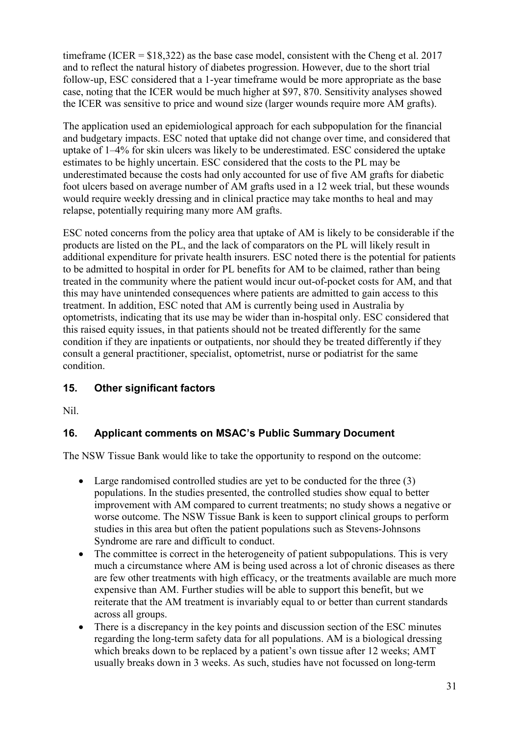timeframe (ICER = $18,322) as the base case model, consistent with the Cheng et al. 2017 and to reflect the natural history of diabetes progression. However, due to the short trial follow-up, ESC considered that a 1-year timeframe would be more appropriate as the base case, noting that the ICER would be much higher at $97, 870. Sensitivity analyses showed the ICER was sensitive to price and wound size (larger wounds require more AM grafts).

The application used an epidemiological approach for each subpopulation for the financial and budgetary impacts. ESC noted that uptake did not change over time, and considered that uptake of 1–4% for skin ulcers was likely to be underestimated. ESC considered the uptake estimates to be highly uncertain. ESC considered that the costs to the PL may be underestimated because the costs had only accounted for use of five AM grafts for diabetic foot ulcers based on average number of AM grafts used in a 12 week trial, but these wounds would require weekly dressing and in clinical practice may take months to heal and may relapse, potentially requiring many more AM grafts.

ESC noted concerns from the policy area that uptake of AM is likely to be considerable if the products are listed on the PL, and the lack of comparators on the PL will likely result in additional expenditure for private health insurers. ESC noted there is the potential for patients to be admitted to hospital in order for PL benefits for AM to be claimed, rather than being treated in the community where the patient would incur out-of-pocket costs for AM, and that this may have unintended consequences where patients are admitted to gain access to this treatment. In addition, ESC noted that AM is currently being used in Australia by optometrists, indicating that its use may be wider than in-hospital only. ESC considered that this raised equity issues, in that patients should not be treated differently for the same condition if they are inpatients or outpatients, nor should they be treated differently if they consult a general practitioner, specialist, optometrist, nurse or podiatrist for the same condition.

## 15. Other significant factors

Nil.

## 16. Applicant comments on MSAC's Public Summary Document

The NSW Tissue Bank would like to take the opportunity to respond on the outcome:

- Large randomised controlled studies are yet to be conducted for the three (3) populations. In the studies presented, the controlled studies show equal to better improvement with AM compared to current treatments; no study shows a negative or worse outcome. The NSW Tissue Bank is keen to support clinical groups to perform studies in this area but often the patient populations such as Stevens-Johnsons Syndrome are rare and difficult to conduct.
- The committee is correct in the heterogeneity of patient subpopulations. This is very much a circumstance where AM is being used across a lot of chronic diseases as there are few other treatments with high efficacy, or the treatments available are much more expensive than AM. Further studies will be able to support this benefit, but we reiterate that the AM treatment is invariably equal to or better than current standards across all groups.
- There is a discrepancy in the key points and discussion section of the ESC minutes regarding the long-term safety data for all populations. AM is a biological dressing which breaks down to be replaced by a patient's own tissue after 12 weeks; AMT usually breaks down in 3 weeks. As such, studies have not focussed on long-term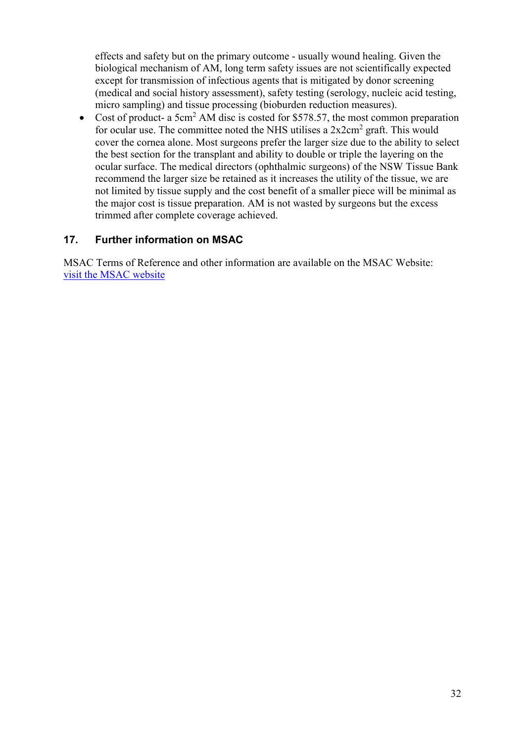effects and safety but on the primary outcome - usually wound healing. Given the biological mechanism of AM, long term safety issues are not scientifically expected except for transmission of infectious agents that is mitigated by donor screening (medical and social history assessment), safety testing (serology, nucleic acid testing, micro sampling) and tissue processing (bioburden reduction measures).

- Cost of product- a $5cm^2$ AM disc is costed for $578.57, the most common preparation for ocular use. The committee noted the NHS utilises a $2x2cm^2$ graft. This would cover the cornea alone. Most surgeons prefer the larger size due to the ability to select the best section for the transplant and ability to double or triple the layering on the ocular surface. The medical directors (ophthalmic surgeons) of the NSW Tissue Bank recommend the larger size be retained as it increases the utility of the tissue, we are not limited by tissue supply and the cost benefit of a smaller piece will be minimal as the major cost is tissue preparation. AM is not wasted by surgeons but the excess trimmed after complete coverage achieved.

## 17. Further information on MSAC

MSAC Terms of Reference and other information are available on the MSAC Website: [visit the MSAC website]()